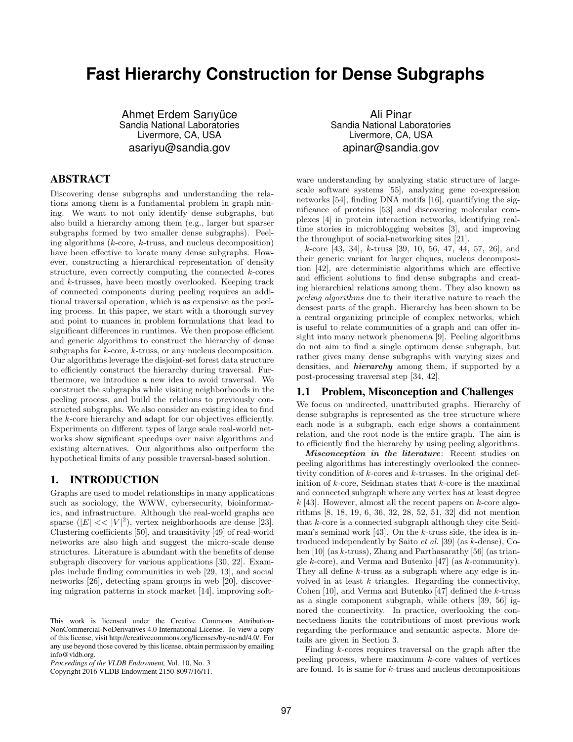# Fast Hierarchy Construction for Dense Subgraphs

Ahmet Erdem Sarıyüce
Sandia National Laboratories
Livermore, CA, USA
asariyu@sandia.gov

Ali Pinar
Sandia National Laboratories
Livermore, CA, USA
apinar@sandia.gov

## ABSTRACT

Discovering dense subgraphs and understanding the relations among them is a fundamental problem in graph mining. We want to not only identify dense subgraphs, but also build a hierarchy among them (e.g., larger but sparser subgraphs formed by two smaller dense subgraphs). Peeling algorithms ($k$-core, $k$-truss, and nucleus decomposition) have been effective to locate many dense subgraphs. However, constructing a hierarchical representation of density structure, even correctly computing the connected $k$-cores and $k$-trusses, have been mostly overlooked. Keeping track of connected components during peeling requires an additional traversal operation, which is as expensive as the peeling process. In this paper, we start with a thorough survey and point to nuances in problem formulations that lead to significant differences in runtimes. We then propose efficient and generic algorithms to construct the hierarchy of dense subgraphs for $k$-core, $k$-truss, or any nucleus decomposition. Our algorithms leverage the disjoint-set forest data structure to efficiently construct the hierarchy during traversal. Furthermore, we introduce a new idea to avoid traversal. We construct the subgraphs while visiting neighborhoods in the peeling process, and build the relations to previously constructed subgraphs. We also consider an existing idea to find the $k$-core hierarchy and adapt for our objectives efficiently. Experiments on different types of large scale real-world networks show significant speedups over naive algorithms and existing alternatives. Our algorithms also outperform the hypothetical limits of any possible traversal-based solution.

## 1. INTRODUCTION

Graphs are used to model relationships in many applications such as sociology, the WWW, cybersecurity, bioinformatics, and infrastructure. Although the real-world graphs are sparse ($|E| << |V|^2$), vertex neighborhoods are dense [23]. Clustering coefficients [50], and transitivity [49] of real-world networks are also high and suggest the micro-scale dense structures. Literature is abundant with the benefits of dense subgraph discovery for various applications [30, 22]. Examples include finding communities in web [29, 13], and social networks [26], detecting spam groups in web [20], discovering migration patterns in stock market [14], improving software understanding by analyzing static structure of large-scale software systems [55], analyzing gene co-expression networks [54], finding DNA motifs [16], quantifying the significance of proteins [53] and discovering molecular complexes [4] in protein interaction networks, identifying real-time stories in microblogging websites [3], and improving the throughput of social-networking sites [21].

$k$-core [43, 34], $k$-truss [39, 10, 56, 47, 44, 57, 26], and their generic variant for larger cliques, nucleus decomposition [42], are deterministic algorithms which are effective and efficient solutions to find dense subgraphs and creating hierarchical relations among them. They also known as *peeling algorithms* due to their iterative nature to reach the densest parts of the graph. Hierarchy has been shown to be a central organizing principle of complex networks, which is useful to relate communities of a graph and can offer insight into many network phenomena [9]. Peeling algorithms do not aim to find a single optimum dense subgraph, but rather gives many dense subgraphs with varying sizes and densities, and ***hierarchy*** among them, if supported by a post-processing traversal step [34, 42].

### 1.1 Problem, Misconception and Challenges

We focus on undirected, unattributed graphs. Hierarchy of dense subgraphs is represented as the tree structure where each node is a subgraph, each edge shows a containment relation, and the root node is the entire graph. The aim is to efficiently find the hierarchy by using peeling algorithms.

***Misconception in the literature***: Recent studies on peeling algorithms has interestingly overlooked the connectivity condition of $k$-cores and $k$-trusses. In the original definition of $k$-core, Seidman states that $k$-core is the maximal and connected subgraph where any vertex has at least degree $k$ [43]. However, almost all the recent papers on $k$-core algorithms [8, 18, 19, 6, 36, 32, 28, 52, 51, 32] did not mention that $k$-core is a connected subgraph although they cite Seidman's seminal work [43]. On the $k$-truss side, the idea is introduced independently by Saito *et al.* [39] (as $k$-dense), Cohen [10] (as $k$-truss), Zhang and Parthasarathy [56] (as triangle $k$-core), and Verma and Butenko [47] (as $k$-community). They all define $k$-truss as a subgraph where any edge is involved in at least $k$ triangles. Regarding the connectivity, Cohen [10], and Verma and Butenko [47] defined the $k$-truss as a single component subgraph, while others [39, 56] ignored the connectivity. In practice, overlooking the connectedness limits the contributions of most previous work regarding the performance and semantic aspects. More details are given in Section 3.

Finding $k$-cores requires traversal on the graph after the peeling process, where maximum $k$-core values of vertices are found. It is same for $k$-truss and nucleus decompositions

This work is licensed under the Creative Commons Attribution-NonCommercial-NoDerivatives 4.0 International License. To view a copy of this license, visit http://creativecommons.org/licenses/by-nc-nd/4.0/. For any use beyond those covered by this license, obtain permission by emailing info@vldb.org.
*Proceedings of the VLDB Endowment,* Vol. 10, No. 3
Copyright 2016 VLDB Endowment 2150-8097/16/11.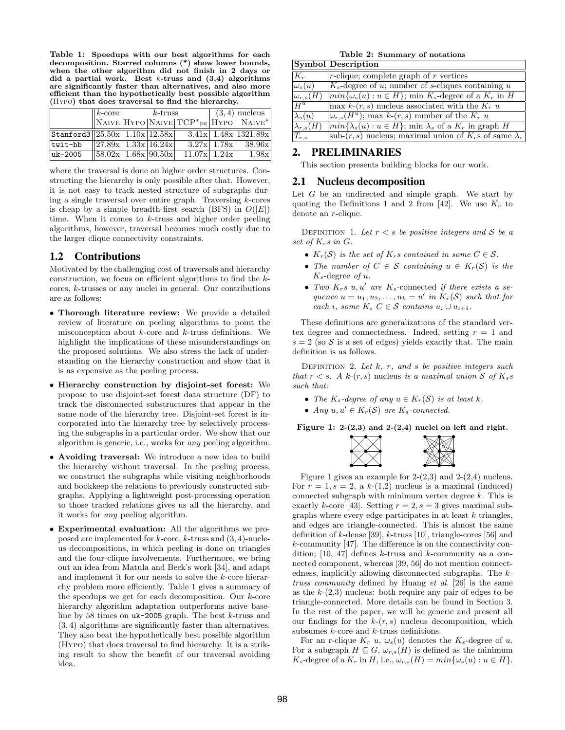**Table 1: Speedups with our best algorithms for each decomposition. Starred columns (*) show lower bounds, when the other algorithm did not finish in 2 days or did a partial work. Best $k$-truss and (3,4) algorithms are significantly faster than alternatives, and also more efficient than the hypothetically best possible algorithm (Hypo) that does traversal to find the hierarchy.**

| | $k$-core | $k$-truss | | | (3,4) nucleus | |
|---|---|---|---|---|---|---|
| | Naive | Hypo | Naive | TCP*[26] | Hypo | Naive* |
| Stanford3 | 25.50x | 1.10x | 12.58x | 3.41x | 1.48x | 1321.89x |
| twit-hb | 27.89x | 1.33x | 16.24x | 3.27x | 1.78x | 38.96x |
| uk-2005 | 58.02x | 1.68x | 90.50x | 11.07x | 1.24x | 1.98x |

where the traversal is done on higher order structures. Constructing the hierarchy is only possible after that. However, it is not easy to track nested structure of subgraphs during a single traversal over entire graph. Traversing $k$-cores is cheap by a simple breadth-first search (BFS) in $O(|E|)$ time. When it comes to $k$-truss and higher order peeling algorithms, however, traversal becomes much costly due to the larger clique connectivity constraints.

## 1.2 Contributions

Motivated by the challenging cost of traversals and hierarchy construction, we focus on efficient algorithms to find the $k$-cores, $k$-trusses or any nuclei in general. Our contributions are as follows:

- **Thorough literature review:** We provide a detailed review of literature on peeling algorithms to point the misconception about $k$-core and $k$-truss definitions. We highlight the implications of these misunderstandings on the proposed solutions. We also stress the lack of understanding on the hierarchy construction and show that it is as expensive as the peeling process.
- **Hierarchy construction by disjoint-set forest:** We propose to use disjoint-set forest data structure (DF) to track the disconnected substructures that appear in the same node of the hierarchy tree. Disjoint-set forest is incorporated into the hierarchy tree by selectively processing the subgraphs in a particular order. We show that our algorithm is generic, i.e., works for *any* peeling algorithm.
- **Avoiding traversal:** We introduce a new idea to build the hierarchy without traversal. In the peeling process, we construct the subgraphs while visiting neighborhoods and bookkeep the relations to previously constructed subgraphs. Applying a lightweight post-processing operation to those tracked relations gives us all the hierarchy, and it works for *any* peeling algorithm.
- **Experimental evaluation:** All the algorithms we propose are implemented for $k$-core, $k$-truss and $(3,4)$-nucleus decompositions, in which peeling is done on triangles and the four-clique involvements. Furthermore, we bring out an idea from Matula and Beck's work [34], and adapt and implement it for our needs to solve the $k$-core hierarchy problem more efficiently. Table 1 gives a summary of the speedups we get for each decomposition. Our $k$-core hierarchy algorithm adaptation outperforms naive baseline by 58 times on uk-2005 graph. The best $k$-truss and $(3,4)$ algorithms are significantly faster than alternatives. They also beat the hypothetically best possible algorithm (Hypo) that does traversal to find hierarchy. It is a striking result to show the benefit of our traversal avoiding idea.

**Table 2: Summary of notations**

| Symbol | Description |
|---|---|
| $K_r$ | $r$-clique; complete graph of $r$ vertices |
| $\omega_s(u)$ | $K_s$-degree of $u$; number of $s$-cliques containing $u$ |
| $\omega_{r,s}(H)$ | $min\{\omega_s(u) : u \in H\}$; min $K_s$-degree of a $K_r$ in $H$ |
| $H^u$ | max $k$-$(r,s)$ nucleus associated with the $K_r$ $u$ |
| $\lambda_s(u)$ | $\omega_{r,s}(H^u)$; max $k$-$(r,s)$ number of the $K_r$ $u$ |
| $\lambda_{r,s}(H)$ | $min\{\lambda_s(u) : u \in H\}$; min $\lambda_s$ of a $K_r$ in graph $H$ |
| $T_{r,s}$ | sub-$(r,s)$ nucleus; maximal union of $K_r$s of same $\lambda_s$ |

# 2. PRELIMINARIES

This section presents building blocks for our work.

## 2.1 Nucleus decomposition

Let $G$ be an undirected and simple graph. We start by quoting the Definitions 1 and 2 from [42]. We use $K_r$ to denote an $r$-clique.

Definition 1. *Let $r < s$ be positive integers and $\mathcal{S}$ be a set of $K_s$s in $G$.*

- *$K_r(\mathcal{S})$ is the set of $K_r$s contained in some $C \in \mathcal{S}$.*
- *The number of $C \in \mathcal{S}$ containing $u \in K_r(\mathcal{S})$ is the $K_s$-degree of $u$.*
- *Two $K_r$s $u, u'$ are $K_s$-connected if there exists a sequence $u = u_1, u_2, \ldots, u_k = u'$ in $K_r(\mathcal{S})$ such that for each $i$, some $K_s$ $C \in \mathcal{S}$ contains $u_i \cup u_{i+1}$.*

These definitions are generalizations of the standard vertex degree and connectedness. Indeed, setting $r = 1$ and $s = 2$ (so $\mathcal{S}$ is a set of edges) yields exactly that. The main definition is as follows.

Definition 2. *Let $k$, $r$, and $s$ be positive integers such that $r < s$. A $k$-$(r,s)$ nucleus is a maximal union $\mathcal{S}$ of $K_s$s such that:*

- *The $K_s$-degree of any $u \in K_r(\mathcal{S})$ is at least $k$.*
- *Any $u, u' \in K_r(\mathcal{S})$ are $K_s$-connected.*

**Figure 1: 2-(2,3) and 2-(2,4) nuclei on left and right.**

Figure 1 gives an example for 2-(2,3) and 2-(2,4) nucleus. For $r = 1, s = 2$, a $k$-(1,2) nucleus is a maximal (induced) connected subgraph with minimum vertex degree $k$. This is exactly $k$-core [43]. Setting $r = 2, s = 3$ gives maximal subgraphs where every edge participates in at least $k$ triangles, and edges are triangle-connected. This is almost the same definition of $k$-dense [39], $k$-truss [10], triangle-cores [56] and $k$-community [47]. The difference is on the connectivity condition; [10, 47] defines $k$-truss and $k$-community as a connected component, whereas [39, 56] do not mention connectedness, implicitly allowing disconnected subgraphs. The $k$-*truss community* defined by Huang *et al.* [26] is the same as the $k$-(2,3) nucleus: both require any pair of edges to be triangle-connected. More details can be found in Section 3. In the rest of the paper, we will be generic and present all our findings for the $k$-$(r,s)$ nucleus decomposition, which subsumes $k$-core and $k$-truss definitions.

For an r-clique $K_r$ $u$, $\omega_s(u)$ denotes the $K_s$-degree of $u$. For a subgraph $H \subseteq G$, $\omega_{r,s}(H)$ is defined as the minimum $K_s$-degree of a $K_r$ in $H$, i.e., $\omega_{r,s}(H) = min\{\omega_s(u) : u \in H\}$.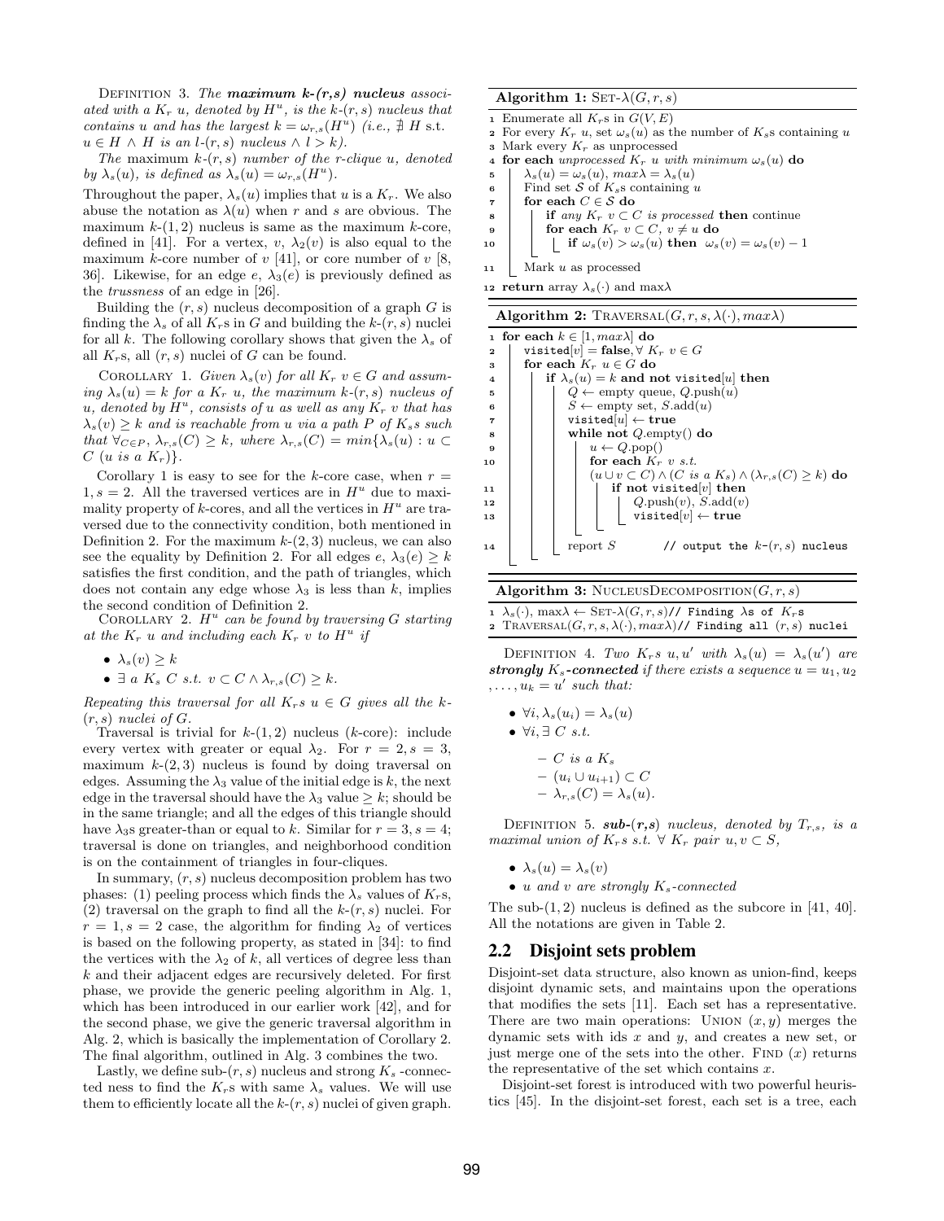DEFINITION 3. *The **maximum k-(r,s) nucleus** associated with a $K_r$ $u$, denoted by $H^u$, is the k-$(r,s)$ nucleus that contains $u$ and has the largest $k = \omega_{r,s}(H^u)$ (i.e., $\nexists$ $H$ s.t. $u \in H \wedge H$ is an $l$-$(r,s)$ nucleus $\wedge\ l > k$).*

*The maximum k-$(r,s)$ number of the r-clique $u$, denoted by $\lambda_s(u)$, is defined as $\lambda_s(u) = \omega_{r,s}(H^u)$.*

Throughout the paper, $\lambda_s(u)$ implies that $u$ is a $K_r$. We also abuse the notation as $\lambda(u)$ when $r$ and $s$ are obvious. The maximum $k$-$(1,2)$ nucleus is same as the maximum $k$-core, defined in [41]. For a vertex, $v$, $\lambda_2(v)$ is also equal to the maximum $k$-core number of $v$ [41], or core number of $v$ [8, 36]. Likewise, for an edge $e$, $\lambda_3(e)$ is previously defined as the *trussness* of an edge in [26].

Building the $(r,s)$ nucleus decomposition of a graph $G$ is finding the $\lambda_s$ of all $K_r$s in $G$ and building the $k$-$(r,s)$ nuclei for all $k$. The following corollary shows that given the $\lambda_s$ of all $K_r$s, all $(r,s)$ nuclei of $G$ can be found.

COROLLARY 1. *Given $\lambda_s(v)$ for all $K_r$ $v \in G$ and assuming $\lambda_s(u) = k$ for a $K_r$ $u$, the maximum k-$(r,s)$ nucleus of $u$, denoted by $H^u$, consists of $u$ as well as any $K_r$ $v$ that has $\lambda_s(v) \geq k$ and is reachable from $u$ via a path $P$ of $K_s$s such that $\forall_{C \in P}$, $\lambda_{r,s}(C) \geq k$, where $\lambda_{r,s}(C) = min\{\lambda_s(u) : u \subset C\ (u \text{ is a } K_r)\}$.*

Corollary 1 is easy to see for the $k$-core case, when $r = 1, s = 2$. All the traversed vertices are in $H^u$ due to maximality property of $k$-cores, and all the vertices in $H^u$ are traversed due to the connectivity condition, both mentioned in Definition 2. For the maximum $k$-$(2,3)$ nucleus, we can also see the equality by Definition 2. For all edges $e$, $\lambda_3(e) \geq k$ satisfies the first condition, and the path of triangles, which does not contain any edge whose $\lambda_3$ is less than $k$, implies the second condition of Definition 2.

COROLLARY 2. *$H^u$ can be found by traversing $G$ starting at the $K_r$ $u$ and including each $K_r$ $v$ to $H^u$ if*

- *$\lambda_s(v) \geq k$*
- *$\exists$ a $K_s$ $C$ s.t. $v \subset C \wedge \lambda_{r,s}(C) \geq k$.*

*Repeating this traversal for all $K_r$s $u \in G$ gives all the k-$(r,s)$ nuclei of $G$.*

Traversal is trivial for $k$-$(1,2)$ nucleus ($k$-core): include every vertex with greater or equal $\lambda_2$. For $r = 2, s = 3$, maximum $k$-$(2,3)$ nucleus is found by doing traversal on edges. Assuming the $\lambda_3$ value of the initial edge is $k$, the next edge in the traversal should have the $\lambda_3$ value $\geq k$; should be in the same triangle; and all the edges of this triangle should have $\lambda_3$s greater-than or equal to $k$. Similar for $r = 3, s = 4$; traversal is done on triangles, and neighborhood condition is on the containment of triangles in four-cliques.

In summary, $(r,s)$ nucleus decomposition problem has two phases: (1) peeling process which finds the $\lambda_s$ values of $K_r$s, (2) traversal on the graph to find all the $k$-$(r,s)$ nuclei. For $r = 1, s = 2$ case, the algorithm for finding $\lambda_2$ of vertices is based on the following property, as stated in [34]: to find the vertices with the $\lambda_2$ of $k$, all vertices of degree less than $k$ and their adjacent edges are recursively deleted. For first phase, we provide the generic peeling algorithm in Alg. 1, which has been introduced in our earlier work [42], and for the second phase, we give the generic traversal algorithm in Alg. 2, which is basically the implementation of Corollary 2. The final algorithm, outlined in Alg. 3 combines the two.

Lastly, we define sub-$(r,s)$ nucleus and strong $K_s$ -connectedness to find the $K_r$s with same $\lambda_s$ values. We will use them to efficiently locate all the $k$-$(r,s)$ nuclei of given graph.

**Algorithm 1:** SET-$\lambda(G, r, s)$

```
1  Enumerate all K_r s in G(V, E)
2  For every K_r u, set ω_s(u) as the number of K_s s containing u
3  Mark every K_r as unprocessed
4  for each unprocessed K_r u with minimum ω_s(u) do
5      λ_s(u) = ω_s(u), maxλ = λ_s(u)
6      Find set S of K_s s containing u
7      for each C ∈ S do
8          if any K_r v ⊂ C is processed then continue
9          for each K_r v ⊂ C, v ≠ u do
10             if ω_s(v) > ω_s(u) then ω_s(v) = ω_s(v) − 1
11     Mark u as processed
12 return array λ_s(·) and maxλ
```

**Algorithm 2:** TRAVERSAL$(G, r, s, \lambda(\cdot), max\lambda)$

```
1  for each k ∈ [1, maxλ] do
2      visited[v] = false, ∀ K_r v ∈ G
3      for each K_r u ∈ G do
4          if λ_s(u) = k and not visited[u] then
5              Q ← empty queue, Q.push(u)
6              S ← empty set, S.add(u)
7              visited[u] ← true
8              while not Q.empty() do
9                  u ← Q.pop()
10                 for each K_r v s.t.
                   (u ∪ v ⊂ C) ∧ (C is a K_s) ∧ (λ_{r,s}(C) ≥ k) do
11                     if not visited[v] then
12                         Q.push(v), S.add(v)
13                         visited[v] ← true
14             report S        // output the k-(r,s) nucleus
```

**Algorithm 3:** NUCLEUSDECOMPOSITION$(G, r, s)$

```
1  λ_s(·), maxλ ← SET-λ(G, r, s)// Finding λs of K_r s
2  TRAVERSAL(G, r, s, λ(·), maxλ)// Finding all (r,s) nuclei
```

DEFINITION 4. *Two $K_r$s $u, u'$ with $\lambda_s(u) = \lambda_s(u')$ are **strongly $K_s$-connected** if there exists a sequence $u = u_1, u_2, \ldots, u_k = u'$ such that:*

- *$\forall i, \lambda_s(u_i) = \lambda_s(u)$*
- *$\forall i, \exists$ $C$ s.t.*
  - *$C$ is a $K_s$*
  - *$(u_i \cup u_{i+1}) \subset C$*
  - *$\lambda_{r,s}(C) = \lambda_s(u)$.*

DEFINITION 5. ***sub-(r,s)** nucleus, denoted by $T_{r,s}$, is a maximal union of $K_r$s s.t. $\forall$ $K_r$ pair $u, v \subset S$,*

- *$\lambda_s(u) = \lambda_s(v)$*
- *$u$ and $v$ are strongly $K_s$-connected*

The sub-$(1,2)$ nucleus is defined as the subcore in [41, 40]. All the notations are given in Table 2.

## 2.2 Disjoint sets problem

Disjoint-set data structure, also known as union-find, keeps disjoint dynamic sets, and maintains upon the operations that modifies the sets [11]. Each set has a representative. There are two main operations: UNION $(x, y)$ merges the dynamic sets with ids $x$ and $y$, and creates a new set, or just merge one of the sets into the other. FIND $(x)$ returns the representative of the set which contains $x$.

Disjoint-set forest is introduced with two powerful heuristics [45]. In the disjoint-set forest, each set is a tree, each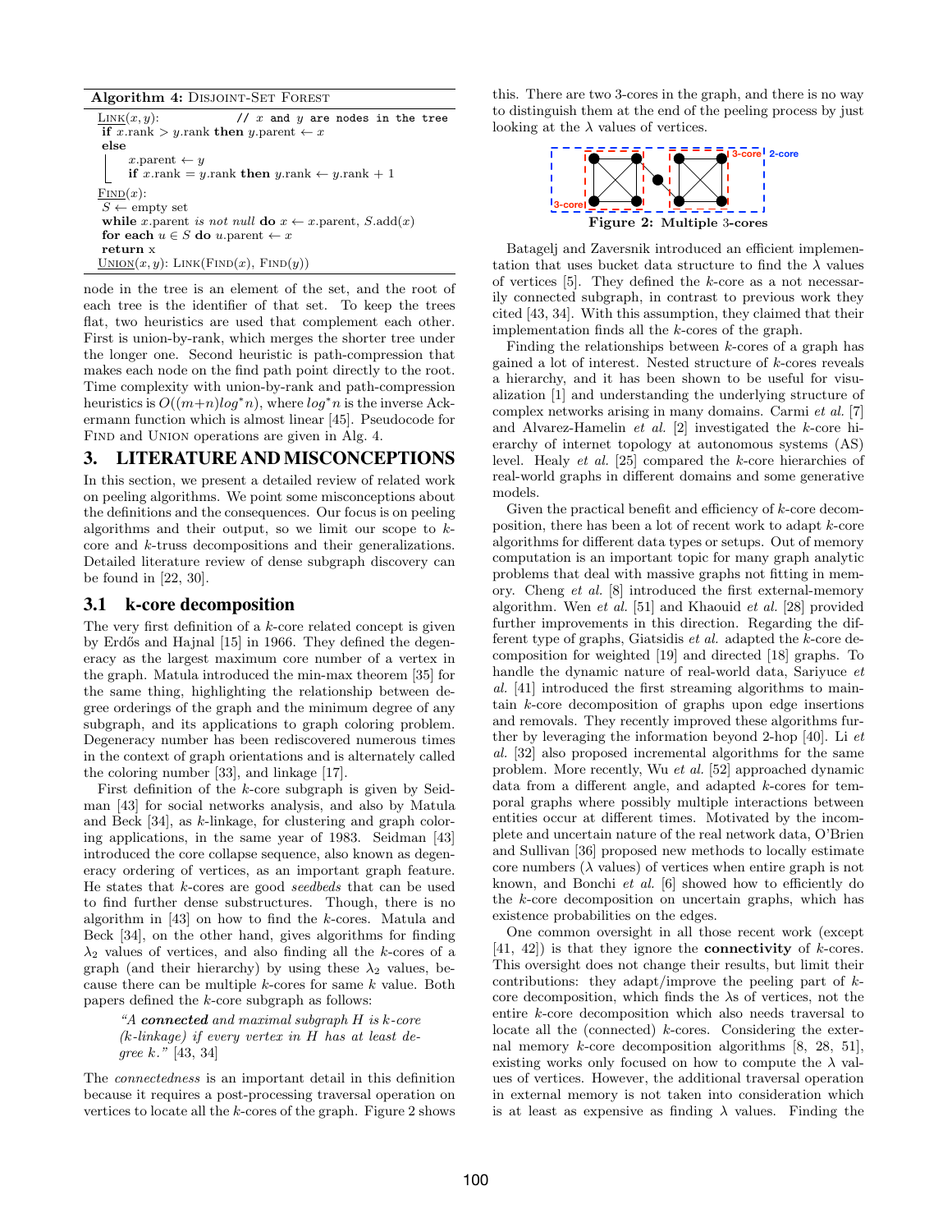**Algorithm 4:** Disjoint-Set Forest

```
Link(x, y):                    // x and y are nodes in the tree
  if x.rank > y.rank then y.parent ← x
  else
    x.parent ← y
    if x.rank = y.rank then y.rank ← y.rank + 1
Find(x):
  S ← empty set
  while x.parent is not null do x ← x.parent, S.add(x)
  for each u ∈ S do u.parent ← x
  return x
Union(x, y): Link(Find(x), Find(y))
```

node in the tree is an element of the set, and the root of each tree is the identifier of that set. To keep the trees flat, two heuristics are used that complement each other. First is union-by-rank, which merges the shorter tree under the longer one. Second heuristic is path-compression that makes each node on the find path point directly to the root. Time complexity with union-by-rank and path-compression heuristics is $O((m+n)log^*n)$, where $log^*n$ is the inverse Ackermann function which is almost linear [45]. Pseudocode for Find and Union operations are given in Alg. 4.

# 3. LITERATURE AND MISCONCEPTIONS

In this section, we present a detailed review of related work on peeling algorithms. We point some misconceptions about the definitions and the consequences. Our focus is on peeling algorithms and their output, so we limit our scope to $k$-core and $k$-truss decompositions and their generalizations. Detailed literature review of dense subgraph discovery can be found in [22, 30].

## 3.1 k-core decomposition

The very first definition of a $k$-core related concept is given by Erdős and Hajnal [15] in 1966. They defined the degeneracy as the largest maximum core number of a vertex in the graph. Matula introduced the min-max theorem [35] for the same thing, highlighting the relationship between degree orderings of the graph and the minimum degree of any subgraph, and its applications to graph coloring problem. Degeneracy number has been rediscovered numerous times in the context of graph orientations and is alternately called the coloring number [33], and linkage [17].

First definition of the $k$-core subgraph is given by Seidman [43] for social networks analysis, and also by Matula and Beck [34], as $k$-linkage, for clustering and graph coloring applications, in the same year of 1983. Seidman [43] introduced the core collapse sequence, also known as degeneracy ordering of vertices, as an important graph feature. He states that $k$-cores are good *seedbeds* that can be used to find further dense substructures. Though, there is no algorithm in [43] on how to find the $k$-cores. Matula and Beck [34], on the other hand, gives algorithms for finding $\lambda_2$ values of vertices, and also finding all the $k$-cores of a graph (and their hierarchy) by using these $\lambda_2$ values, because there can be multiple $k$-cores for same $k$ value. Both papers defined the $k$-core subgraph as follows:

> *"A* ***connected*** *and maximal subgraph H is k-core (k-linkage) if every vertex in H has at least degree k."* [43, 34]

The *connectedness* is an important detail in this definition because it requires a post-processing traversal operation on vertices to locate all the $k$-cores of the graph. Figure 2 shows this. There are two 3-cores in the graph, and there is no way to distinguish them at the end of the peeling process by just looking at the $\lambda$ values of vertices.

**Figure 2: Multiple 3-cores**

Batagelj and Zaversnik introduced an efficient implementation that uses bucket data structure to find the $\lambda$ values of vertices [5]. They defined the $k$-core as a not necessarily connected subgraph, in contrast to previous work they cited [43, 34]. With this assumption, they claimed that their implementation finds all the $k$-cores of the graph.

Finding the relationships between $k$-cores of a graph has gained a lot of interest. Nested structure of $k$-cores reveals a hierarchy, and it has been shown to be useful for visualization [1] and understanding the underlying structure of complex networks arising in many domains. Carmi *et al.* [7] and Alvarez-Hamelin *et al.* [2] investigated the $k$-core hierarchy of internet topology at autonomous systems (AS) level. Healy *et al.* [25] compared the $k$-core hierarchies of real-world graphs in different domains and some generative models.

Given the practical benefit and efficiency of $k$-core decomposition, there has been a lot of recent work to adapt $k$-core algorithms for different data types or setups. Out of memory computation is an important topic for many graph analytic problems that deal with massive graphs not fitting in memory. Cheng *et al.* [8] introduced the first external-memory algorithm. Wen *et al.* [51] and Khaouid *et al.* [28] provided further improvements in this direction. Regarding the different type of graphs, Giatsidis *et al.* adapted the $k$-core decomposition for weighted [19] and directed [18] graphs. To handle the dynamic nature of real-world data, Sariyuce *et al.* [41] introduced the first streaming algorithms to maintain $k$-core decomposition of graphs upon edge insertions and removals. They recently improved these algorithms further by leveraging the information beyond 2-hop [40]. Li *et al.* [32] also proposed incremental algorithms for the same problem. More recently, Wu *et al.* [52] approached dynamic data from a different angle, and adapted $k$-cores for temporal graphs where possibly multiple interactions between entities occur at different times. Motivated by the incomplete and uncertain nature of the real network data, O'Brien and Sullivan [36] proposed new methods to locally estimate core numbers ($\lambda$ values) of vertices when entire graph is not known, and Bonchi *et al.* [6] showed how to efficiently do the $k$-core decomposition on uncertain graphs, which has existence probabilities on the edges.

One common oversight in all those recent work (except [41, 42]) is that they ignore the **connectivity** of $k$-cores. This oversight does not change their results, but limit their contributions: they adapt/improve the peeling part of $k$-core decomposition, which finds the $\lambda$s of vertices, not the entire $k$-core decomposition which also needs traversal to locate all the (connected) $k$-cores. Considering the external memory $k$-core decomposition algorithms [8, 28, 51], existing works only focused on how to compute the $\lambda$ values of vertices. However, the additional traversal operation in external memory is not taken into consideration which is at least as expensive as finding $\lambda$ values. Finding the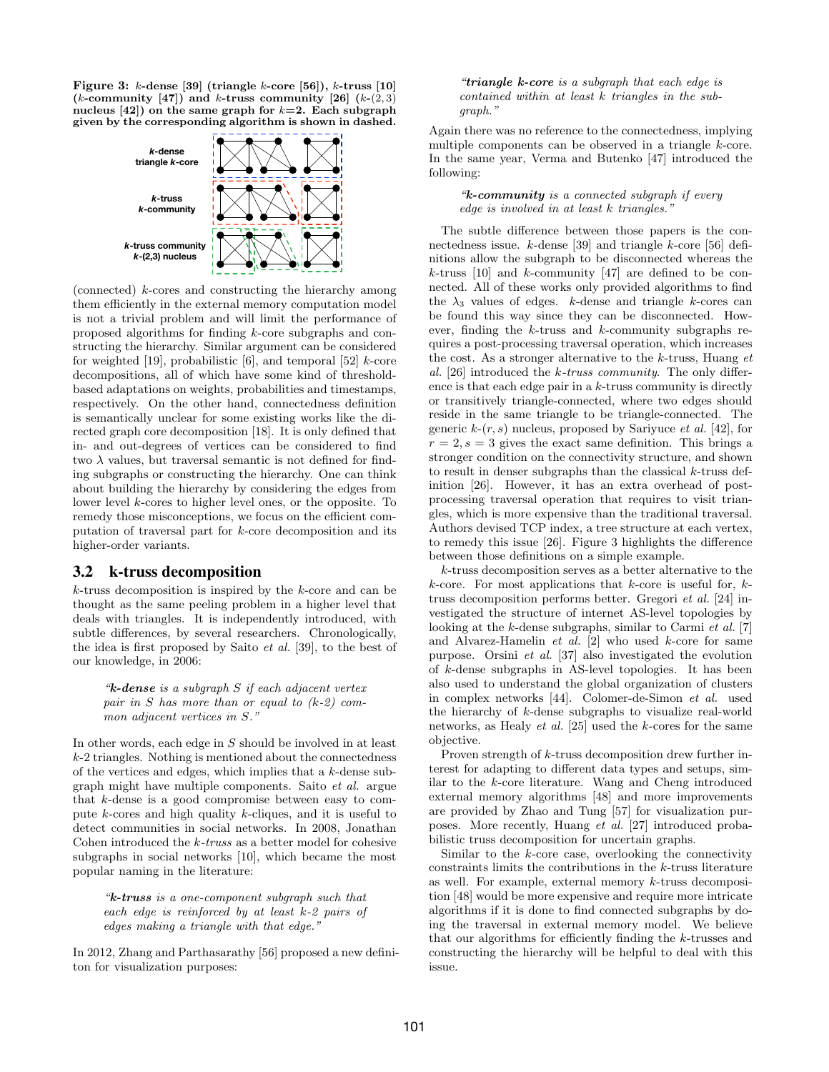**Figure 3: $k$-dense [39] (triangle $k$-core [56]), $k$-truss [10] ($k$-community [47]) and $k$-truss community [26] ($k$-$(2,3)$ nucleus [42]) on the same graph for $k$=2. Each subgraph given by the corresponding algorithm is shown in dashed.**

(connected) $k$-cores and constructing the hierarchy among them efficiently in the external memory computation model is not a trivial problem and will limit the performance of proposed algorithms for finding $k$-core subgraphs and constructing the hierarchy. Similar argument can be considered for weighted [19], probabilistic [6], and temporal [52] $k$-core decompositions, all of which have some kind of threshold-based adaptations on weights, probabilities and timestamps, respectively. On the other hand, connectedness definition is semantically unclear for some existing works like the directed graph core decomposition [18]. It is only defined that in- and out-degrees of vertices can be considered to find two $\lambda$ values, but traversal semantic is not defined for finding subgraphs or constructing the hierarchy. One can think about building the hierarchy by considering the edges from lower level $k$-cores to higher level ones, or the opposite. To remedy those misconceptions, we focus on the efficient computation of traversal part for $k$-core decomposition and its higher-order variants.

## 3.2 k-truss decomposition

$k$-truss decomposition is inspired by the $k$-core and can be thought as the same peeling problem in a higher level that deals with triangles. It is independently introduced, with subtle differences, by several researchers. Chronologically, the idea is first proposed by Saito *et al.* [39], to the best of our knowledge, in 2006:

> *"**k-dense** is a subgraph S if each adjacent vertex pair in S has more than or equal to (k-2) common adjacent vertices in S."*

In other words, each edge in $S$ should be involved in at least $k$-2 triangles. Nothing is mentioned about the connectedness of the vertices and edges, which implies that a $k$-dense subgraph might have multiple components. Saito *et al.* argue that $k$-dense is a good compromise between easy to compute $k$-cores and high quality $k$-cliques, and it is useful to detect communities in social networks. In 2008, Jonathan Cohen introduced the *$k$-truss* as a better model for cohesive subgraphs in social networks [10], which became the most popular naming in the literature:

> *"**k-truss** is a one-component subgraph such that each edge is reinforced by at least k-2 pairs of edges making a triangle with that edge."*

In 2012, Zhang and Parthasarathy [56] proposed a new definiton for visualization purposes:

> *"**triangle k-core** is a subgraph that each edge is contained within at least k triangles in the subgraph."*

Again there was no reference to the connectedness, implying multiple components can be observed in a triangle $k$-core. In the same year, Verma and Butenko [47] introduced the following:

> *"**k-community** is a connected subgraph if every edge is involved in at least k triangles."*

The subtle difference between those papers is the connectedness issue. $k$-dense [39] and triangle $k$-core [56] definitions allow the subgraph to be disconnected whereas the $k$-truss [10] and $k$-community [47] are defined to be connected. All of these works only provided algorithms to find the $\lambda_3$ values of edges. $k$-dense and triangle $k$-cores can be found this way since they can be disconnected. However, finding the $k$-truss and $k$-community subgraphs requires a post-processing traversal operation, which increases the cost. As a stronger alternative to the $k$-truss, Huang *et al.* [26] introduced the *$k$-truss community*. The only difference is that each edge pair in a $k$-truss community is directly or transitively triangle-connected, where two edges should reside in the same triangle to be triangle-connected. The generic $k$-$(r, s)$ nucleus, proposed by Sariyuce *et al.* [42], for $r = 2, s = 3$ gives the exact same definition. This brings a stronger condition on the connectivity structure, and shown to result in denser subgraphs than the classical $k$-truss definition [26]. However, it has an extra overhead of post-processing traversal operation that requires to visit triangles, which is more expensive than the traditional traversal. Authors devised TCP index, a tree structure at each vertex, to remedy this issue [26]. Figure 3 highlights the difference between those definitions on a simple example.

$k$-truss decomposition serves as a better alternative to the $k$-core. For most applications that $k$-core is useful for, $k$-truss decomposition performs better. Gregori *et al.* [24] investigated the structure of internet AS-level topologies by looking at the $k$-dense subgraphs, similar to Carmi *et al.* [7] and Alvarez-Hamelin *et al.* [2] who used $k$-core for same purpose. Orsini *et al.* [37] also investigated the evolution of $k$-dense subgraphs in AS-level topologies. It has been also used to understand the global organization of clusters in complex networks [44]. Colomer-de-Simon *et al.* used the hierarchy of $k$-dense subgraphs to visualize real-world networks, as Healy *et al.* [25] used the $k$-cores for the same objective.

Proven strength of $k$-truss decomposition drew further interest for adapting to different data types and setups, similar to the $k$-core literature. Wang and Cheng introduced external memory algorithms [48] and more improvements are provided by Zhao and Tung [57] for visualization purposes. More recently, Huang *et al.* [27] introduced probabilistic truss decomposition for uncertain graphs.

Similar to the $k$-core case, overlooking the connectivity constraints limits the contributions in the $k$-truss literature as well. For example, external memory $k$-truss decomposition [48] would be more expensive and require more intricate algorithms if it is done to find connected subgraphs by doing the traversal in external memory model. We believe that our algorithms for efficiently finding the $k$-trusses and constructing the hierarchy will be helpful to deal with this issue.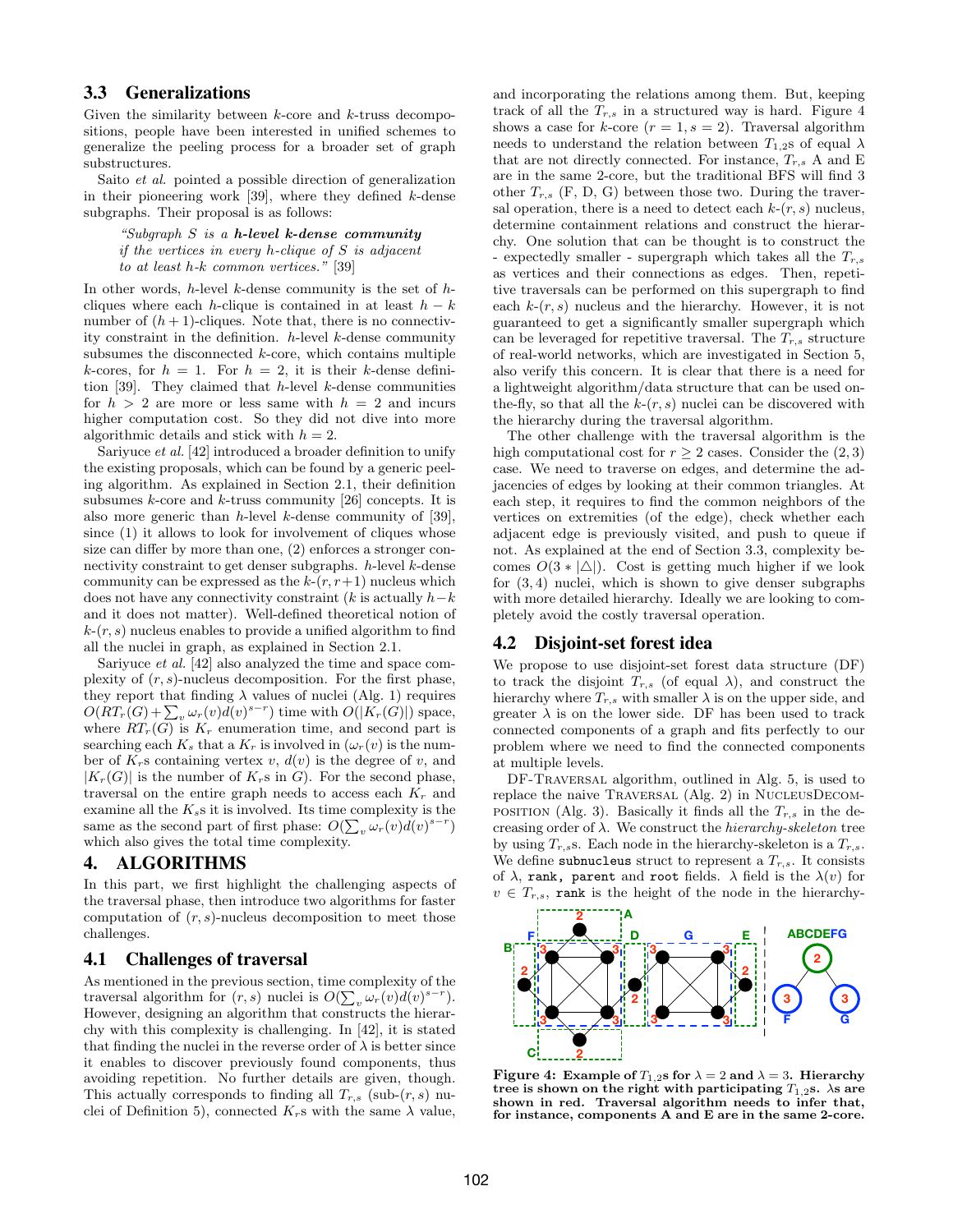### 3.3 Generalizations

Given the similarity between $k$-core and $k$-truss decompositions, people have been interested in unified schemes to generalize the peeling process for a broader set of graph substructures.

Saito *et al.* pointed a possible direction of generalization in their pioneering work [39], where they defined $k$-dense subgraphs. Their proposal is as follows:

> *"Subgraph $S$ is a **h-level k-dense community** if the vertices in every $h$-clique of $S$ is adjacent to at least $h$-$k$ common vertices."* [39]

In other words, $h$-level $k$-dense community is the set of $h$-cliques where each $h$-clique is contained in at least $h-k$ number of $(h+1)$-cliques. Note that, there is no connectivity constraint in the definition. $h$-level $k$-dense community subsumes the disconnected $k$-core, which contains multiple $k$-cores, for $h = 1$. For $h = 2$, it is their $k$-dense definition [39]. They claimed that $h$-level $k$-dense communities for $h > 2$ are more or less same with $h = 2$ and incurs higher computation cost. So they did not dive into more algorithmic details and stick with $h = 2$.

Sariyuce *et al.* [42] introduced a broader definition to unify the existing proposals, which can be found by a generic peeling algorithm. As explained in Section 2.1, their definition subsumes $k$-core and $k$-truss community [26] concepts. It is also more generic than $h$-level $k$-dense community of [39], since (1) it allows to look for involvement of cliques whose size can differ by more than one, (2) enforces a stronger connectivity constraint to get denser subgraphs. $h$-level $k$-dense community can be expressed as the $k$-$(r, r+1)$ nucleus which does not have any connectivity constraint ($k$ is actually $h-k$ and it does not matter). Well-defined theoretical notion of $k$-$(r, s)$ nucleus enables to provide a unified algorithm to find all the nuclei in graph, as explained in Section 2.1.

Sariyuce *et al.* [42] also analyzed the time and space complexity of $(r, s)$-nucleus decomposition. For the first phase, they report that finding $\lambda$ values of nuclei (Alg. 1) requires $O(RT_r(G) + \sum_v \omega_r(v) d(v)^{s-r})$ time with $O(|K_r(G)|)$ space, where $RT_r(G)$ is $K_r$ enumeration time, and second part is searching each $K_s$ that a $K_r$ is involved in ($\omega_r(v)$ is the number of $K_r$s containing vertex $v$, $d(v)$ is the degree of $v$, and $|K_r(G)|$ is the number of $K_r$s in $G$). For the second phase, traversal on the entire graph needs to access each $K_r$ and examine all the $K_s$s it is involved. Its time complexity is the same as the second part of first phase: $O(\sum_v \omega_r(v) d(v)^{s-r})$ which also gives the total time complexity.

## 4. ALGORITHMS

In this part, we first highlight the challenging aspects of the traversal phase, then introduce two algorithms for faster computation of $(r, s)$-nucleus decomposition to meet those challenges.

### 4.1 Challenges of traversal

As mentioned in the previous section, time complexity of the traversal algorithm for $(r, s)$ nuclei is $O(\sum_v \omega_r(v) d(v)^{s-r})$. However, designing an algorithm that constructs the hierarchy with this complexity is challenging. In [42], it is stated that finding the nuclei in the reverse order of $\lambda$ is better since it enables to discover previously found components, thus avoiding repetition. No further details are given, though. This actually corresponds to finding all $T_{r,s}$ (sub-$(r, s)$ nuclei of Definition 5), connected $K_r$s with the same $\lambda$ value, and incorporating the relations among them. But, keeping track of all the $T_{r,s}$ in a structured way is hard. Figure 4 shows a case for $k$-core ($r = 1, s = 2$). Traversal algorithm needs to understand the relation between $T_{1,2}$s of equal $\lambda$ that are not directly connected. For instance, $T_{r,s}$ A and E are in the same 2-core, but the traditional BFS will find 3 other $T_{r,s}$ (F, D, G) between those two. During the traversal operation, there is a need to detect each $k$-$(r, s)$ nucleus, determine containment relations and construct the hierarchy. One solution that can be thought is to construct the - expectedly smaller - supergraph which takes all the $T_{r,s}$ as vertices and their connections as edges. Then, repetitive traversals can be performed on this supergraph to find each $k$-$(r, s)$ nucleus and the hierarchy. However, it is not guaranteed to get a significantly smaller supergraph which can be leveraged for repetitive traversal. The $T_{r,s}$ structure of real-world networks, which are investigated in Section 5, also verify this concern. It is clear that there is a need for a lightweight algorithm/data structure that can be used on-the-fly, so that all the $k$-$(r, s)$ nuclei can be discovered with the hierarchy during the traversal algorithm.

The other challenge with the traversal algorithm is the high computational cost for $r \geq 2$ cases. Consider the $(2, 3)$ case. We need to traverse on edges, and determine the adjacencies of edges by looking at their common triangles. At each step, it requires to find the common neighbors of the vertices on extremities (of the edge), check whether each adjacent edge is previously visited, and push to queue if not. As explained at the end of Section 3.3, complexity becomes $O(3 * |\triangle|)$. Cost is getting much higher if we look for $(3, 4)$ nuclei, which is shown to give denser subgraphs with more detailed hierarchy. Ideally we are looking to completely avoid the costly traversal operation.

### 4.2 Disjoint-set forest idea

We propose to use disjoint-set forest data structure (DF) to track the disjoint $T_{r,s}$ (of equal $\lambda$), and construct the hierarchy where $T_{r,s}$ with smaller $\lambda$ is on the upper side, and greater $\lambda$ is on the lower side. DF has been used to track connected components of a graph and fits perfectly to our problem where we need to find the connected components at multiple levels.

DF-Traversal algorithm, outlined in Alg. 5, is used to replace the naive Traversal (Alg. 2) in NucleusDecomposition (Alg. 3). Basically it finds all the $T_{r,s}$ in the decreasing order of $\lambda$. We construct the *hierarchy-skeleton* tree by using $T_{r,s}$s. Each node in the hierarchy-skeleton is a $T_{r,s}$. We define `subnucleus` struct to represent a $T_{r,s}$. It consists of $\lambda$, `rank`, `parent` and `root` fields. $\lambda$ field is the $\lambda(v)$ for $v \in T_{r,s}$, `rank` is the height of the node in the hierarchy-

**Figure 4: Example of $T_{1,2}$s for $\lambda = 2$ and $\lambda = 3$. Hierarchy tree is shown on the right with participating $T_{1,2}$s. $\lambda$s are shown in red. Traversal algorithm needs to infer that, for instance, components A and E are in the same 2-core.**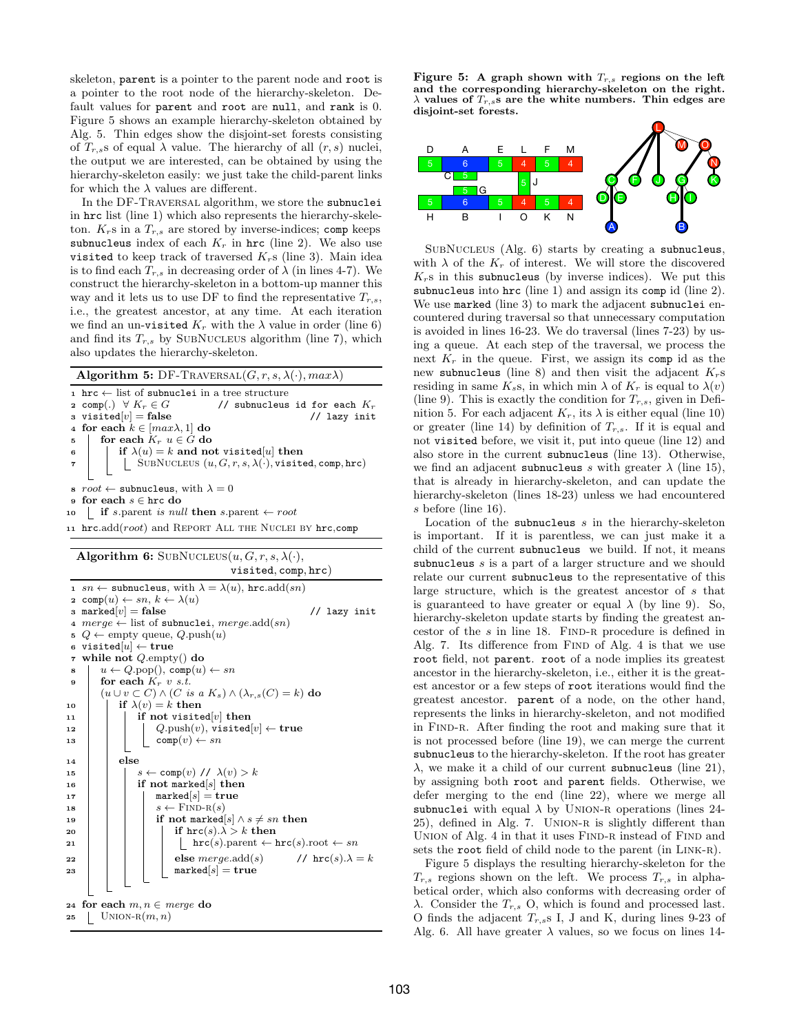skeleton, `parent` is a pointer to the parent node and `root` is a pointer to the root node of the hierarchy-skeleton. Default values for `parent` and `root` are `null`, and `rank` is 0. Figure 5 shows an example hierarchy-skeleton obtained by Alg. 5. Thin edges show the disjoint-set forests consisting of $T_{r,s}$s of equal $\lambda$ value. The hierarchy of all $(r, s)$ nuclei, the output we are interested, can be obtained by using the hierarchy-skeleton easily: we just take the child-parent links for which the $\lambda$ values are different.

In the DF-TRAVERSAL algorithm, we store the `subnuclei` in `hrc` list (line 1) which also represents the hierarchy-skeleton. $K_r$s in a $T_{r,s}$ are stored by inverse-indices; `comp` keeps `subnucleus` index of each $K_r$ in `hrc` (line 2). We also use `visited` to keep track of traversed $K_r$s (line 3). Main idea is to find each $T_{r,s}$ in decreasing order of $\lambda$ (in lines 4-7). We construct the hierarchy-skeleton in a bottom-up manner this way and it lets us to use DF to find the representative $T_{r,s}$, i.e., the greatest ancestor, at any time. At each iteration we find an un-`visited` $K_r$ with the $\lambda$ value in order (line 6) and find its $T_{r,s}$ by SUBNUCLEUS algorithm (line 7), which also updates the hierarchy-skeleton.

**Algorithm 5:** DF-TRAVERSAL($G, r, s, \lambda(\cdot), max\lambda$)

```
1  hrc ← list of subnuclei in a tree structure
2  comp(.) ∀ K_r ∈ G            // subnucleus id for each K_r
3  visited[v] = false                              // lazy init
4  for each k ∈ [maxλ, 1] do
5      for each K_r u ∈ G do
6          if λ(u) = k and not visited[u] then
7              SubNucleus (u, G, r, s, λ(·), visited, comp, hrc)
8  root ← subnucleus, with λ = 0
9  for each s ∈ hrc do
10     if s.parent is null then s.parent ← root
11 hrc.add(root) and Report All the Nuclei by hrc,comp
```

**Algorithm 6:** SUBNUCLEUS($u, G, r, s, \lambda(\cdot)$, visited, comp, hrc)

```
1  sn ← subnucleus, with λ = λ(u), hrc.add(sn)
2  comp(u) ← sn, k ← λ(u)
3  marked[v] = false                               // lazy init
4  merge ← list of subnuclei, merge.add(sn)
5  Q ← empty queue, Q.push(u)
6  visited[u] ← true
7  while not Q.empty() do
8      u ← Q.pop(), comp(u) ← sn
9      for each K_r v s.t.
       (u ∪ v ⊂ C) ∧ (C is a K_s) ∧ (λ_{r,s}(C) = k) do
10         if λ(v) = k then
11             if not visited[v] then
12                 Q.push(v), visited[v] ← true
13                 comp(v) ← sn
14         else
15             s ← comp(v) // λ(v) > k
16             if not marked[s] then
17                 marked[s] = true
18                 s ← Find-r(s)
19                 if not marked[s] ∧ s ≠ sn then
20                     if hrc(s).λ > k then
21                         hrc(s).parent ← hrc(s).root ← sn
22                     else merge.add(s)        // hrc(s).λ = k
23                     marked[s] = true
24 for each m, n ∈ merge do
25     Union-r(m, n)
```

**Figure 5: A graph shown with $T_{r,s}$ regions on the left and the corresponding hierarchy-skeleton on the right. $\lambda$ values of $T_{r,s}$s are the white numbers. Thin edges are disjoint-set forests.**

SUBNUCLEUS (Alg. 6) starts by creating a `subnucleus`, with $\lambda$ of the $K_r$ of interest. We will store the discovered $K_r$s in this `subnucleus` (by inverse indices). We put this `subnucleus` into `hrc` (line 1) and assign its `comp` id (line 2). We use `marked` (line 3) to mark the adjacent `subnuclei` encountered during traversal so that unnecessary computation is avoided in lines 16-23. We do traversal (lines 7-23) by using a queue. At each step of the traversal, we process the next $K_r$ in the queue. First, we assign its `comp` id as the new `subnucleus` (line 8) and then visit the adjacent $K_r$s residing in same $K_s$s, in which min $\lambda$ of $K_r$ is equal to $\lambda(v)$ (line 9). This is exactly the condition for $T_{r,s}$, given in Definition 5. For each adjacent $K_r$, its $\lambda$ is either equal (line 10) or greater (line 14) by definition of $T_{r,s}$. If it is equal and not `visited` before, we visit it, put into queue (line 12) and also store in the current `subnucleus` (line 13). Otherwise, we find an adjacent `subnucleus` $s$ with greater $\lambda$ (line 15), that is already in hierarchy-skeleton, and can update the hierarchy-skeleton (lines 18-23) unless we had encountered $s$ before (line 16).

Location of the `subnucleus` $s$ in the hierarchy-skeleton is important. If it is parentless, we can just make it a child of the current `subnucleus` we build. If not, it means `subnucleus` $s$ is a part of a larger structure and we should relate our current `subnucleus` to the representative of this large structure, which is the greatest ancestor of $s$ that is guaranteed to have greater or equal $\lambda$ (by line 9). So, hierarchy-skeleton update starts by finding the greatest ancestor of the $s$ in line 18. FIND-R procedure is defined in Alg. 7. Its difference from FIND of Alg. 4 is that we use `root` field, not `parent`. `root` of a node implies its greatest ancestor in the hierarchy-skeleton, i.e., either it is the greatest ancestor or a few steps of `root` iterations would find the greatest ancestor. `parent` of a node, on the other hand, represents the links in hierarchy-skeleton, and not modified in FIND-R. After finding the root and making sure that it is not processed before (line 19), we can merge the current `subnucleus` to the hierarchy-skeleton. If the root has greater $\lambda$, we make it a child of our current `subnucleus` (line 21), by assigning both `root` and `parent` fields. Otherwise, we defer merging to the end (line 22), where we merge all `subnuclei` with equal $\lambda$ by UNION-R operations (lines 24-25), defined in Alg. 7. UNION-R is slightly different than UNION of Alg. 4 in that it uses FIND-R instead of FIND and sets the `root` field of child node to the parent (in LINK-R).

Figure 5 displays the resulting hierarchy-skeleton for the $T_{r,s}$ regions shown on the left. We process $T_{r,s}$ in alphabetical order, which also conforms with decreasing order of $\lambda$. Consider the $T_{r,s}$ O, which is found and processed last. O finds the adjacent $T_{r,s}$s I, J and K, during lines 9-23 of Alg. 6. All have greater $\lambda$ values, so we focus on lines 14-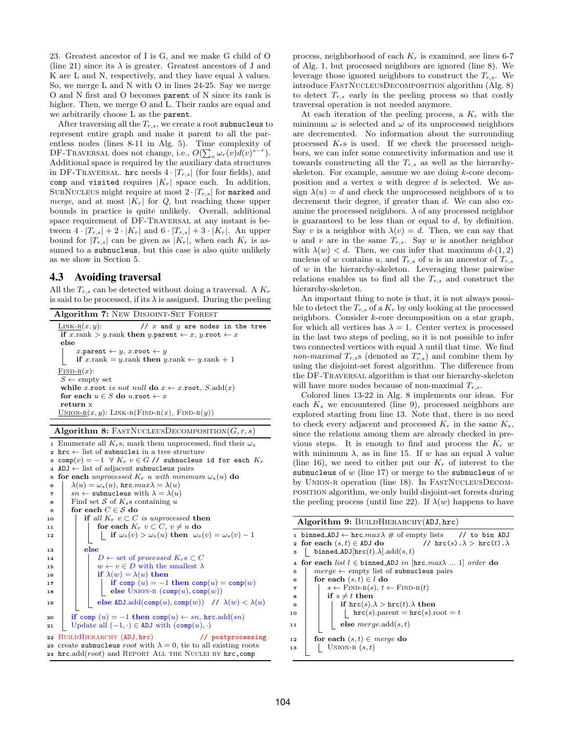23. Greatest ancestor of I is G, and we make G child of O (line 21) since its $\lambda$ is greater. Greatest ancestors of J and K are L and N, respectively, and they have equal $\lambda$ values. So, we merge L and N with O in lines 24-25. Say we merge O and N first and O becomes `parent` of N since its rank is higher. Then, we merge O and L. Their ranks are equal and we arbitrarily choose L as the `parent`.

After traversing all the $T_{r,s}$, we create a root `subnucleus` to represent entire graph and make it parent to all the parentless nodes (lines 8-11 in Alg. 5). Time complexity of DF-Traversal does not change, i.e., $O(\sum_v \omega_r(v) d(v)^{s-r})$. Additional space is required by the auxiliary data structures in DF-Traversal. `hrc` needs $4 \cdot |T_{r,s}|$ (for four fields), and `comp` and `visited` requires $|K_r|$ space each. In addition, SubNucleus might require at most $2 \cdot |T_{r,s}|$ for `marked` and *merge*, and at most $|K_r|$ for $Q$, but reaching those upper bounds in practice is quite unlikely. Overall, additional space requirement of DF-Traversal at any instant is between $4 \cdot |T_{r,s}| + 2 \cdot |K_r|$ and $6 \cdot |T_{r,s}| + 3 \cdot |K_r|$. An upper bound for $|T_{r,s}|$ can be given as $|K_r|$, when each $K_r$ is assumed to a `subnucleus`, but this case is also quite unlikely as we show in Section 5.

## 4.3 Avoiding traversal

All the $T_{r,s}$ can be detected without doing a traversal. A $K_r$ is said to be processed, if its $\lambda$ is assigned. During the peeling process, neighborhood of each $K_r$ is examined, see lines 6-7 of Alg. 1, but processed neighbors are ignored (line 8). We leverage those ignored neighbors to construct the $T_{r,s}$. We introduce FastNucleusDecomposition algorithm (Alg. 8) to detect $T_{r,s}$ early in the peeling process so that costly traversal operation is not needed anymore.

**Algorithm 7:** New Disjoint-Set Forest

```
Link-R(x, y):              // x and y are nodes in the tree
  if x.rank > y.rank then y.parent ← x, y.root ← x
  else
      x.parent ← y, x.root ← y
      if x.rank = y.rank then y.rank ← y.rank + 1
Find-R(x):
  S ← empty set
  while x.root is not null do x ← x.root, S.add(x)
  for each u ∈ S do u.root ← x
  return x
Union-R(x, y): Link-R(Find-R(x), Find-R(y))
```

**Algorithm 8:** FastNucleusDecomposition$(G, r, s)$

```
1  Enumerate all K_r s, mark them unprocessed, find their ω_s
2  hrc ← list of subnuclei in a tree structure
3  comp(v) = −1  ∀ K_r v ∈ G // subnucleus id for each K_r
4  ADJ ← list of adjacent subnucleus pairs
5  for each unprocessed K_r u with minimum ω_s(u) do
6      λ(u) = ω_s(u), hrc.maxλ = λ(u)
7      sn ← subnucleus with λ = λ(u)
8      Find set S of K_s s containing u
9      for each C ∈ S do
10         if all K_r v ⊂ C is unprocessed then
11             for each K_r v ⊂ C, v ≠ u do
12                 if ω_s(v) > ω_s(u) then ω_s(v) = ω_s(v) − 1
13         else
14             D ← set of processed K_r s ⊂ C
15             w ← v ∈ D with the smallest λ
16             if λ(w) = λ(u) then
17                 if comp(u) = −1 then comp(u) = comp(w)
18                 else Union-R (comp(u), comp(w))
19             else ADJ.add(comp(u), comp(w))  // λ(w) < λ(u)
20     if comp(u) = −1 then comp(u) ← sn, hrc.add(sn)
21     Update all (−1, ·) ∈ ADJ with (comp(u), ·)
22 BuildHierarchy (ADJ, hrc)            // postprocessing
23 create subnucleus root with λ = 0, tie to all existing roots
24 hrc.add(root) and Report All the Nuclei by hrc, comp
```

At each iteration of the peeling process, a $K_r$ with the minimum $\omega$ is selected and $\omega$ of its unprocessed neighbors are decremented. No information about the surrounding processed $K_r$s is used. If we check the processed neighbors, we can infer some connectivity information and use it towards constructing all the $T_{r,s}$ as well as the hierarchy-skeleton. For example, assume we are doing $k$-core decomposition and a vertex $u$ with degree $d$ is selected. We assign $\lambda(u) = d$ and check the unprocessed neighbors of $u$ to decrement their degree, if greater than $d$. We can also examine the processed neighbors. $\lambda$ of any processed neighbor is guaranteed to be less than or equal to $d$, by definition. Say $v$ is a neighbor with $\lambda(v) = d$. Then, we can say that $u$ and $v$ are in the same $T_{r,s}$. Say $w$ is another neighbor with $\lambda(w) < d$. Then, we can infer that maximum $d$-$(1,2)$ nucleus of $w$ contains $u$, and $T_{r,s}$ of $u$ is an ancestor of $T_{r,s}$ of $w$ in the hierarchy-skeleton. Leveraging these pairwise relations enables us to find all the $T_{r,s}$ and construct the hierarchy-skeleton.

An important thing to note is that, it is not always possible to detect the $T_{r,s}$ of a $K_r$ by only looking at the processed neighbors. Consider $k$-core decomposition on a star graph, for which all vertices has $\lambda = 1$. Center vertex is processed in the last two steps of peeling, so it is not possible to infer two connected vertices with equal $\lambda$ until that time. We find *non-maximal* $T_{r,s}$s (denoted as $T^*_{r,s}$) and combine them by using the disjoint-set forest algorithm. The difference from the DF-Traversal algorithm is that our hierarchy-skeleton will have more nodes because of non-maximal $T_{r,s}$.

Colored lines 13-22 in Alg. 8 implements our ideas. For each $K_s$ we encountered (line 9), processed neighbors are explored starting from line 13. Note that, there is no need to check every adjacent and processed $K_r$ in the same $K_s$, since the relations among them are already checked in previous steps. It is enough to find and process the $K_r$ $w$ with minimum $\lambda$, as in line 15. If $w$ has an equal $\lambda$ value (line 16), we need to either put our $K_r$ of interest to the `subnucleus` of $w$ (line 17) or merge to the `subnucleus` of $w$ by Union-R operation (line 18). In FastNucleusDecomposition algorithm, we only build disjoint-set forests during the peeling process (until line 22). If $\lambda(w)$ happens to have

**Algorithm 9:** BuildHierarchy(ADJ, hrc)

```
1  binned_ADJ ← hrc.maxλ # of empty lists    // to bin ADJ
2  for each (s, t) ∈ ADJ do          // hrc(s).λ > hrc(t).λ
3      binned_ADJ[hrc(t).λ].add(s, t)
4  for each list l ∈ binned_ADJ in [hrc.maxλ ... 1] order do
5      merge ← empty list of subnucleus pairs
6      for each (s, t) ∈ l do
7          s ← Find-R(s), t ← Find-R(t)
8          if s ≠ t then
9              if hrc(s).λ > hrc(t).λ then
10                 hrc(s).parent = hrc(s).root = t
11             else merge.add(s, t)
12     for each (s, t) ∈ merge do
13         Union-R (s, t)
```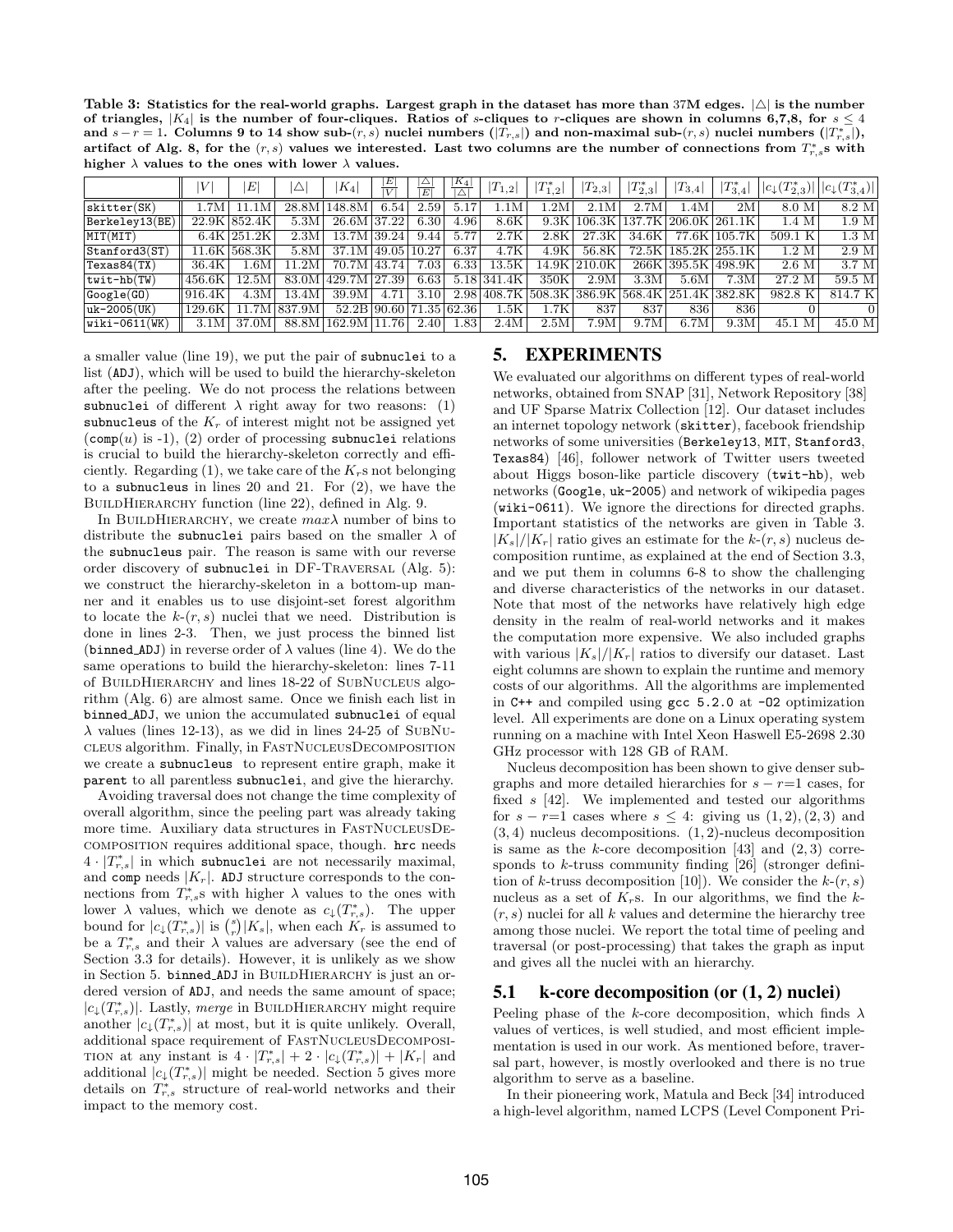**Table 3: Statistics for the real-world graphs. Largest graph in the dataset has more than 37M edges. $|\triangle|$ is the number of triangles, $|K_4|$ is the number of four-cliques. Ratios of $s$-cliques to $r$-cliques are shown in columns 6,7,8, for $s \leq 4$ and $s-r=1$. Columns 9 to 14 show sub-$(r,s)$ nuclei numbers ($|T_{r,s}|$) and non-maximal sub-$(r,s)$ nuclei numbers ($|T^*_{r,s}|$), artifact of Alg. 8, for the $(r,s)$ values we interested. Last two columns are the number of connections from $T^*_{r,s}$s with higher $\lambda$ values to the ones with lower $\lambda$ values.**

| | $\lvert V\rvert$ | $\lvert E\rvert$ | $\lvert\triangle\rvert$ | $\lvert K_4\rvert$ | $\frac{\lvert E\rvert}{\lvert V\rvert}$ | $\frac{\lvert\triangle\rvert}{\lvert E\rvert}$ | $\frac{\lvert K_4\rvert}{\lvert\triangle\rvert}$ | $\lvert T_{1,2}\rvert$ | $\lvert T^*_{1,2}\rvert$ | $\lvert T_{2,3}\rvert$ | $\lvert T^*_{2,3}\rvert$ | $\lvert T_{3,4}\rvert$ | $\lvert T^*_{3,4}\rvert$ | $\lvert c_\downarrow(T^*_{2,3})\rvert$ | $\lvert c_\downarrow(T^*_{3,4})\rvert$ |
|---|---|---|---|---|---|---|---|---|---|---|---|---|---|---|---|
| skitter(SK) | 1.7M | 11.1M | 28.8M | 148.8M | 6.54 | 2.59 | 5.17 | 1.1M | 1.2M | 2.1M | 2.7M | 1.4M | 2M | 8.0 M | 8.2 M |
| Berkeley13(BE) | 22.9K | 852.4K | 5.3M | 26.6M | 37.22 | 6.30 | 4.96 | 8.6K | 9.3K | 106.3K | 137.7K | 206.0K | 261.1K | 1.4 M | 1.9 M |
| MIT(MIT) | 6.4K | 251.2K | 2.3M | 13.7M | 39.24 | 9.44 | 5.77 | 2.7K | 2.8K | 27.3K | 34.6K | 77.6K | 105.7K | 509.1 K | 1.3 M |
| Stanford3(ST) | 11.6K | 568.3K | 5.8M | 37.1M | 49.05 | 10.27 | 6.37 | 4.7K | 4.9K | 56.8K | 72.5K | 185.2K | 255.1K | 1.2 M | 2.9 M |
| Texas84(TX) | 36.4K | 1.6M | 11.2M | 70.7M | 43.74 | 7.03 | 6.33 | 13.5K | 14.9K | 210.0K | 266K | 395.5K | 498.9K | 2.6 M | 3.7 M |
| twit-hb(TW) | 456.6K | 12.5M | 83.0M | 429.7M | 27.39 | 6.63 | 5.18 | 341.4K | 350K | 2.9M | 3.3M | 5.6M | 7.3M | 27.2 M | 59.5 M |
| Google(GO) | 916.4K | 4.3M | 13.4M | 39.9M | 4.71 | 3.10 | 2.98 | 408.7K | 508.3K | 386.9K | 568.4K | 251.4K | 382.8K | 982.8 K | 814.7 K |
| uk-2005(UK) | 129.6K | 11.7M | 837.9M | 52.2B | 90.60 | 71.35 | 62.36 | 1.5K | 1.7K | 837 | 837 | 836 | 836 | 0 | 0 |
| wiki-0611(WK) | 3.1M | 37.0M | 88.8M | 162.9M | 11.76 | 2.40 | 1.83 | 2.4M | 2.5M | 7.9M | 9.7M | 6.7M | 9.3M | 45.1 M | 45.0 M |

a smaller value (line 19), we put the pair of subnuclei to a list (ADJ), which will be used to build the hierarchy-skeleton after the peeling. We do not process the relations between subnuclei of different $\lambda$ right away for two reasons: (1) subnucleus of the $K_r$ of interest might not be assigned yet (comp($u$) is -1), (2) order of processing subnuclei relations is crucial to build the hierarchy-skeleton correctly and efficiently. Regarding (1), we take care of the $K_r$s not belonging to a subnucleus in lines 20 and 21. For (2), we have the BuildHierarchy function (line 22), defined in Alg. 9.

In BuildHierarchy, we create $max\lambda$ number of bins to distribute the subnuclei pairs based on the smaller $\lambda$ of the subnucleus pair. The reason is same with our reverse order discovery of subnuclei in DF-Traversal (Alg. 5): we construct the hierarchy-skeleton in a bottom-up manner and it enables us to use disjoint-set forest algorithm to locate the $k$-$(r,s)$ nuclei that we need. Distribution is done in lines 2-3. Then, we just process the binned list (binned_ADJ) in reverse order of $\lambda$ values (line 4). We do the same operations to build the hierarchy-skeleton: lines 7-11 of BuildHierarchy and lines 18-22 of SubNucleus algorithm (Alg. 6) are almost same. Once we finish each list in binned_ADJ, we union the accumulated subnuclei of equal $\lambda$ values (lines 12-13), as we did in lines 24-25 of SubNucleus algorithm. Finally, in FastNucleusDecomposition we create a subnucleus to represent entire graph, make it parent to all parentless subnuclei, and give the hierarchy.

Avoiding traversal does not change the time complexity of overall algorithm, since the peeling part was already taking more time. Auxiliary data structures in FastNucleusDecomposition requires additional space, though. hrc needs $4 \cdot |T^*_{r,s}|$ in which subnuclei are not necessarily maximal, and comp needs $|K_r|$. ADJ structure corresponds to the connections from $T^*_{r,s}$s with higher $\lambda$ values to the ones with lower $\lambda$ values, which we denote as $c_\downarrow(T^*_{r,s})$. The upper bound for $|c_\downarrow(T^*_{r,s})|$ is $\binom{s}{r}|K_s|$, when each $K_r$ is assumed to be a $T^*_{r,s}$ and their $\lambda$ values are adversary (see the end of Section 3.3 for details). However, it is unlikely as we show in Section 5. binned_ADJ in BuildHierarchy is just an ordered version of ADJ, and needs the same amount of space; $|c_\downarrow(T^*_{r,s})|$. Lastly, *merge* in BuildHierarchy might require another $|c_\downarrow(T^*_{r,s})|$ at most, but it is quite unlikely. Overall, additional space requirement of FastNucleusDecomposition at any instant is $4 \cdot |T^*_{r,s}| + 2 \cdot |c_\downarrow(T^*_{r,s})| + |K_r|$ and additional $|c_\downarrow(T^*_{r,s})|$ might be needed. Section 5 gives more details on $T^*_{r,s}$ structure of real-world networks and their impact to the memory cost.

# 5. EXPERIMENTS

We evaluated our algorithms on different types of real-world networks, obtained from SNAP [31], Network Repository [38] and UF Sparse Matrix Collection [12]. Our dataset includes an internet topology network (skitter), facebook friendship networks of some universities (Berkeley13, MIT, Stanford3, Texas84) [46], follower network of Twitter users tweeted about Higgs boson-like particle discovery (twit-hb), web networks (Google, uk-2005) and network of wikipedia pages (wiki-0611). We ignore the directions for directed graphs. Important statistics of the networks are given in Table 3. $|K_s|/|K_r|$ ratio gives an estimate for the $k$-$(r,s)$ nucleus decomposition runtime, as explained at the end of Section 3.3, and we put them in columns 6-8 to show the challenging and diverse characteristics of the networks in our dataset. Note that most of the networks have relatively high edge density in the realm of real-world networks and it makes the computation more expensive. We also included graphs with various $|K_s|/|K_r|$ ratios to diversify our dataset. Last eight columns are shown to explain the runtime and memory costs of our algorithms. All the algorithms are implemented in C++ and compiled using gcc 5.2.0 at -O2 optimization level. All experiments are done on a Linux operating system running on a machine with Intel Xeon Haswell E5-2698 2.30 GHz processor with 128 GB of RAM.

Nucleus decomposition has been shown to give denser subgraphs and more detailed hierarchies for $s-r$=1 cases, for fixed $s$ [42]. We implemented and tested our algorithms for $s-r$=1 cases where $s \leq 4$: giving us $(1,2)$, $(2,3)$ and $(3,4)$ nucleus decompositions. $(1,2)$-nucleus decomposition is same as the $k$-core decomposition [43] and $(2,3)$ corresponds to $k$-truss community finding [26] (stronger definition of $k$-truss decomposition [10]). We consider the $k$-$(r,s)$ nucleus as a set of $K_r$s. In our algorithms, we find the $k$-$(r,s)$ nuclei for all $k$ values and determine the hierarchy tree among those nuclei. We report the total time of peeling and traversal (or post-processing) that takes the graph as input and gives all the nuclei with an hierarchy.

## 5.1 k-core decomposition (or (1, 2) nuclei)

Peeling phase of the $k$-core decomposition, which finds $\lambda$ values of vertices, is well studied, and most efficient implementation is used in our work. As mentioned before, traversal part, however, is mostly overlooked and there is no true algorithm to serve as a baseline.

In their pioneering work, Matula and Beck [34] introduced a high-level algorithm, named LCPS (Level Component Pri-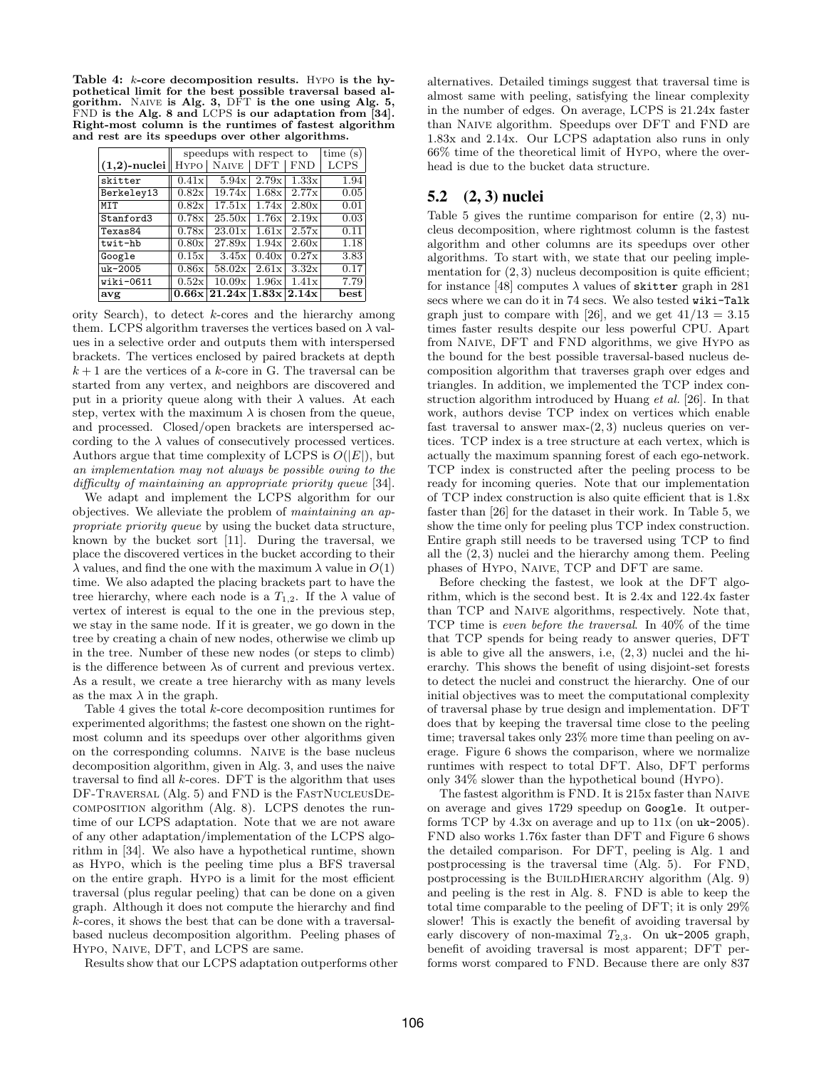**Table 4: $k$-core decomposition results.** Hypo **is the hypothetical limit for the best possible traversal based algorithm.** Naive **is Alg. 3,** DFT **is the one using Alg. 5,** FND **is the Alg. 8 and** LCPS **is our adaptation from [34]. Right-most column is the runtimes of fastest algorithm and rest are its speedups over other algorithms.**

| | speedups with respect to | | | | time (s) |
|---|---|---|---|---|---|
| **(1,2)-nuclei** | Hypo | Naive | DFT | FND | LCPS |
| skitter | 0.41x | 5.94x | 2.79x | 1.33x | 1.94 |
| Berkeley13 | 0.82x | 19.74x | 1.68x | 2.77x | 0.05 |
| MIT | 0.82x | 17.51x | 1.74x | 2.80x | 0.01 |
| Stanford3 | 0.78x | 25.50x | 1.76x | 2.19x | 0.03 |
| Texas84 | 0.78x | 23.01x | 1.61x | 2.57x | 0.11 |
| twit-hb | 0.80x | 27.89x | 1.94x | 2.60x | 1.18 |
| Google | 0.15x | 3.45x | 0.40x | 0.27x | 3.83 |
| uk-2005 | 0.86x | 58.02x | 2.61x | 3.32x | 0.17 |
| wiki-0611 | 0.52x | 10.09x | 1.96x | 1.41x | 7.79 |
| **avg** | **0.66x** | **21.24x** | **1.83x** | **2.14x** | **best** |

ority Search), to detect $k$-cores and the hierarchy among them. LCPS algorithm traverses the vertices based on $\lambda$ values in a selective order and outputs them with interspersed brackets. The vertices enclosed by paired brackets at depth $k+1$ are the vertices of a $k$-core in G. The traversal can be started from any vertex, and neighbors are discovered and put in a priority queue along with their $\lambda$ values. At each step, vertex with the maximum $\lambda$ is chosen from the queue, and processed. Closed/open brackets are interspersed according to the $\lambda$ values of consecutively processed vertices. Authors argue that time complexity of LCPS is $O(|E|)$, but *an implementation may not always be possible owing to the difficulty of maintaining an appropriate priority queue* [34].

We adapt and implement the LCPS algorithm for our objectives. We alleviate the problem of *maintaining an appropriate priority queue* by using the bucket data structure, known by the bucket sort [11]. During the traversal, we place the discovered vertices in the bucket according to their $\lambda$ values, and find the one with the maximum $\lambda$ value in $O(1)$ time. We also adapted the placing brackets part to have the tree hierarchy, where each node is a $T_{1,2}$. If the $\lambda$ value of vertex of interest is equal to the one in the previous step, we stay in the same node. If it is greater, we go down in the tree by creating a chain of new nodes, otherwise we climb up in the tree. Number of these new nodes (or steps to climb) is the difference between $\lambda$s of current and previous vertex. As a result, we create a tree hierarchy with as many levels as the max $\lambda$ in the graph.

Table 4 gives the total $k$-core decomposition runtimes for experimented algorithms; the fastest one shown on the rightmost column and its speedups over other algorithms given on the corresponding columns. Naive is the base nucleus decomposition algorithm, given in Alg. 3, and uses the naive traversal to find all $k$-cores. DFT is the algorithm that uses DF-Traversal (Alg. 5) and FND is the FastNucleusDecomposition algorithm (Alg. 8). LCPS denotes the runtime of our LCPS adaptation. Note that we are not aware of any other adaptation/implementation of the LCPS algorithm in [34]. We also have a hypothetical runtime, shown as Hypo, which is the peeling time plus a BFS traversal on the entire graph. Hypo is a limit for the most efficient traversal (plus regular peeling) that can be done on a given graph. Although it does not compute the hierarchy and find $k$-cores, it shows the best that can be done with a traversal-based nucleus decomposition algorithm. Peeling phases of Hypo, Naive, DFT, and LCPS are same.

Results show that our LCPS adaptation outperforms other alternatives. Detailed timings suggest that traversal time is almost same with peeling, satisfying the linear complexity in the number of edges. On average, LCPS is 21.24x faster than Naive algorithm. Speedups over DFT and FND are 1.83x and 2.14x. Our LCPS adaptation also runs in only 66% time of the theoretical limit of Hypo, where the overhead is due to the bucket data structure.

## 5.2 (2, 3) nuclei

Table 5 gives the runtime comparison for entire $(2,3)$ nucleus decomposition, where rightmost column is the fastest algorithm and other columns are its speedups over other algorithms. To start with, we state that our peeling implementation for $(2,3)$ nucleus decomposition is quite efficient; for instance [48] computes $\lambda$ values of skitter graph in 281 secs where we can do it in 74 secs. We also tested wiki-Talk graph just to compare with [26], and we get $41/13 = 3.15$ times faster results despite our less powerful CPU. Apart from Naive, DFT and FND algorithms, we give Hypo as the bound for the best possible traversal-based nucleus decomposition algorithm that traverses graph over edges and triangles. In addition, we implemented the TCP index construction algorithm introduced by Huang *et al.* [26]. In that work, authors devise TCP index on vertices which enable fast traversal to answer max-$(2,3)$ nucleus queries on vertices. TCP index is a tree structure at each vertex, which is actually the maximum spanning forest of each ego-network. TCP index is constructed after the peeling process to be ready for incoming queries. Note that our implementation of TCP index construction is also quite efficient that is 1.8x faster than [26] for the dataset in their work. In Table 5, we show the time only for peeling plus TCP index construction. Entire graph still needs to be traversed using TCP to find all the $(2,3)$ nuclei and the hierarchy among them. Peeling phases of Hypo, Naive, TCP and DFT are same.

Before checking the fastest, we look at the DFT algorithm, which is the second best. It is 2.4x and 122.4x faster than TCP and Naive algorithms, respectively. Note that, TCP time is *even before the traversal*. In 40% of the time that TCP spends for being ready to answer queries, DFT is able to give all the answers, i.e, $(2,3)$ nuclei and the hierarchy. This shows the benefit of using disjoint-set forests to detect the nuclei and construct the hierarchy. One of our initial objectives was to meet the computational complexity of traversal phase by true design and implementation. DFT does that by keeping the traversal time close to the peeling time; traversal takes only 23% more time than peeling on average. Figure 6 shows the comparison, where we normalize runtimes with respect to total DFT. Also, DFT performs only 34% slower than the hypothetical bound (Hypo).

The fastest algorithm is FND. It is 215x faster than Naive on average and gives 1729 speedup on Google. It outperforms TCP by 4.3x on average and up to 11x (on uk-2005). FND also works 1.76x faster than DFT and Figure 6 shows the detailed comparison. For DFT, peeling is Alg. 1 and postprocessing is the traversal time (Alg. 5). For FND, postprocessing is the BuildHierarchy algorithm (Alg. 9) and peeling is the rest in Alg. 8. FND is able to keep the total time comparable to the peeling of DFT; it is only 29% slower! This is exactly the benefit of avoiding traversal by early discovery of non-maximal $T_{2,3}$. On uk-2005 graph, benefit of avoiding traversal is most apparent; DFT performs worst compared to FND. Because there are only 837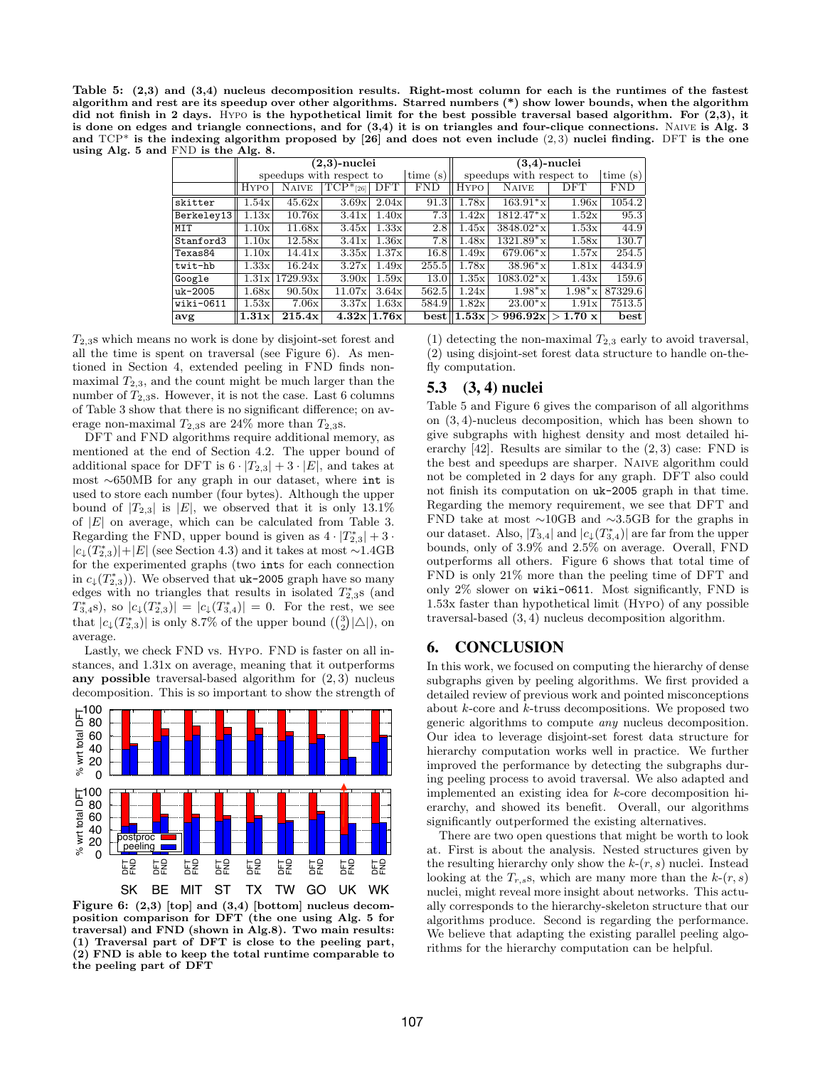**Table 5: (2,3) and (3,4) nucleus decomposition results. Right-most column for each is the runtimes of the fastest algorithm and rest are its speedup over other algorithms. Starred numbers (*) show lower bounds, when the algorithm did not finish in 2 days. HYPO is the hypothetical limit for the best possible traversal based algorithm. For (2,3), it is done on edges and triangle connections, and for (3,4) it is on triangles and four-clique connections. NAIVE is Alg. 3 and TCP* is the indexing algorithm proposed by [26] and does not even include (2,3) nuclei finding. DFT is the one using Alg. 5 and FND is the Alg. 8.**

| | (2,3)-nuclei | | | | | (3,4)-nuclei | | | |
|---|---|---|---|---|---|---|---|---|---|
| | speedups with respect to | | | | time (s) | speedups with respect to | | | time (s) |
| | HYPO | NAIVE | TCP*[26] | DFT | FND | HYPO | NAIVE | DFT | FND |
| skitter | 1.54x | 45.62x | 3.69x | 2.04x | 91.3 | 1.78x | 163.91*x | 1.96x | 1054.2 |
| Berkeley13 | 1.13x | 10.76x | 3.41x | 1.40x | 7.3 | 1.42x | 1812.47*x | 1.52x | 95.3 |
| MIT | 1.10x | 11.68x | 3.45x | 1.33x | 2.8 | 1.45x | 3848.02*x | 1.53x | 44.9 |
| Stanford3 | 1.10x | 12.58x | 3.41x | 1.36x | 7.8 | 1.48x | 1321.89*x | 1.58x | 130.7 |
| Texas84 | 1.10x | 14.41x | 3.35x | 1.37x | 16.8 | 1.49x | 679.06*x | 1.57x | 254.5 |
| twit-hb | 1.33x | 16.24x | 3.27x | 1.49x | 255.5 | 1.78x | 38.96*x | 1.81x | 4434.9 |
| Google | 1.31x | 1729.93x | 3.90x | 1.59x | 13.0 | 1.35x | 1083.02*x | 1.43x | 159.6 |
| uk-2005 | 1.68x | 90.50x | 11.07x | 3.64x | 562.5 | 1.24x | 1.98*x | 1.98*x | 87329.6 |
| wiki-0611 | 1.53x | 7.06x | 3.37x | 1.63x | 584.9 | 1.82x | 23.00*x | 1.91x | 7513.5 |
| **avg** | **1.31x** | **215.4x** | **4.32x** | **1.76x** | **best** | **1.53x** | **> 996.92x** | **> 1.70 x** | **best** |

$T_{2,3}$s which means no work is done by disjoint-set forest and all the time is spent on traversal (see Figure 6). As mentioned in Section 4, extended peeling in FND finds non-maximal $T_{2,3}$, and the count might be much larger than the number of $T_{2,3}$s. However, it is not the case. Last 6 columns of Table 3 show that there is no significant difference; on average non-maximal $T_{2,3}$s are 24% more than $T_{2,3}$s.

DFT and FND algorithms require additional memory, as mentioned at the end of Section 4.2. The upper bound of additional space for DFT is $6 \cdot |T_{2,3}| + 3 \cdot |E|$, and takes at most ∼650MB for any graph in our dataset, where `int` is used to store each number (four bytes). Although the upper bound of $|T_{2,3}|$ is $|E|$, we observed that it is only 13.1% of $|E|$ on average, which can be calculated from Table 3. Regarding the FND, upper bound is given as $4 \cdot |T^*_{2,3}| + 3 \cdot |c_\downarrow(T^*_{2,3})| + |E|$ (see Section 4.3) and it takes at most ∼1.4GB for the experimented graphs (two `int`s for each connection in $c_\downarrow(T^*_{2,3})$). We observed that `uk-2005` graph have so many edges with no triangles that results in isolated $T^*_{2,3}$s (and $T^*_{3,4}$s), so $|c_\downarrow(T^*_{2,3})| = |c_\downarrow(T^*_{3,4})| = 0$. For the rest, we see that $|c_\downarrow(T^*_{2,3})|$ is only 8.7% of the upper bound ($\binom{3}{2}|\triangle|$), on average.

Lastly, we check FND vs. HYPO. FND is faster on all instances, and 1.31x on average, meaning that it outperforms **any possible** traversal-based algorithm for (2,3) nucleus decomposition. This is so important to show the strength of (1) detecting the non-maximal $T_{2,3}$ early to avoid traversal, (2) using disjoint-set forest data structure to handle on-the-fly computation.

**Figure 6: (2,3) [top] and (3,4) [bottom] nucleus decomposition comparison for DFT (the one using Alg. 5 for traversal) and FND (shown in Alg.8). Two main results: (1) Traversal part of DFT is close to the peeling part, (2) FND is able to keep the total runtime comparable to the peeling part of DFT**

## 5.3 (3, 4) nuclei

Table 5 and Figure 6 gives the comparison of all algorithms on (3, 4)-nucleus decomposition, which has been shown to give subgraphs with highest density and most detailed hierarchy [42]. Results are similar to the (2, 3) case: FND is the best and speedups are sharper. NAIVE algorithm could not be completed in 2 days for any graph. DFT also could not finish its computation on `uk-2005` graph in that time. Regarding the memory requirement, we see that DFT and FND take at most ∼10GB and ∼3.5GB for the graphs in our dataset. Also, $|T_{3,4}|$ and $|c_\downarrow(T^*_{3,4})|$ are far from the upper bounds, only of 3.9% and 2.5% on average. Overall, FND outperforms all others. Figure 6 shows that total time of FND is only 21% more than the peeling time of DFT and only 2% slower on `wiki-0611`. Most significantly, FND is 1.53x faster than hypothetical limit (HYPO) of any possible traversal-based (3, 4) nucleus decomposition algorithm.

# 6. CONCLUSION

In this work, we focused on computing the hierarchy of dense subgraphs given by peeling algorithms. We first provided a detailed review of previous work and pointed misconceptions about k-core and k-truss decompositions. We proposed two generic algorithms to compute *any* nucleus decomposition. Our idea to leverage disjoint-set forest data structure for hierarchy computation works well in practice. We further improved the performance by detecting the subgraphs during peeling process to avoid traversal. We also adapted and implemented an existing idea for k-core decomposition hierarchy, and showed its benefit. Overall, our algorithms significantly outperformed the existing alternatives.

There are two open questions that might be worth to look at. First is about the analysis. Nested structures given by the resulting hierarchy only show the k-(r, s) nuclei. Instead looking at the $T_{r,s}$s, which are many more than the k-(r, s) nuclei, might reveal more insight about networks. This actually corresponds to the hierarchy-skeleton structure that our algorithms produce. Second is regarding the performance. We believe that adapting the existing parallel peeling algorithms for the hierarchy computation can be helpful.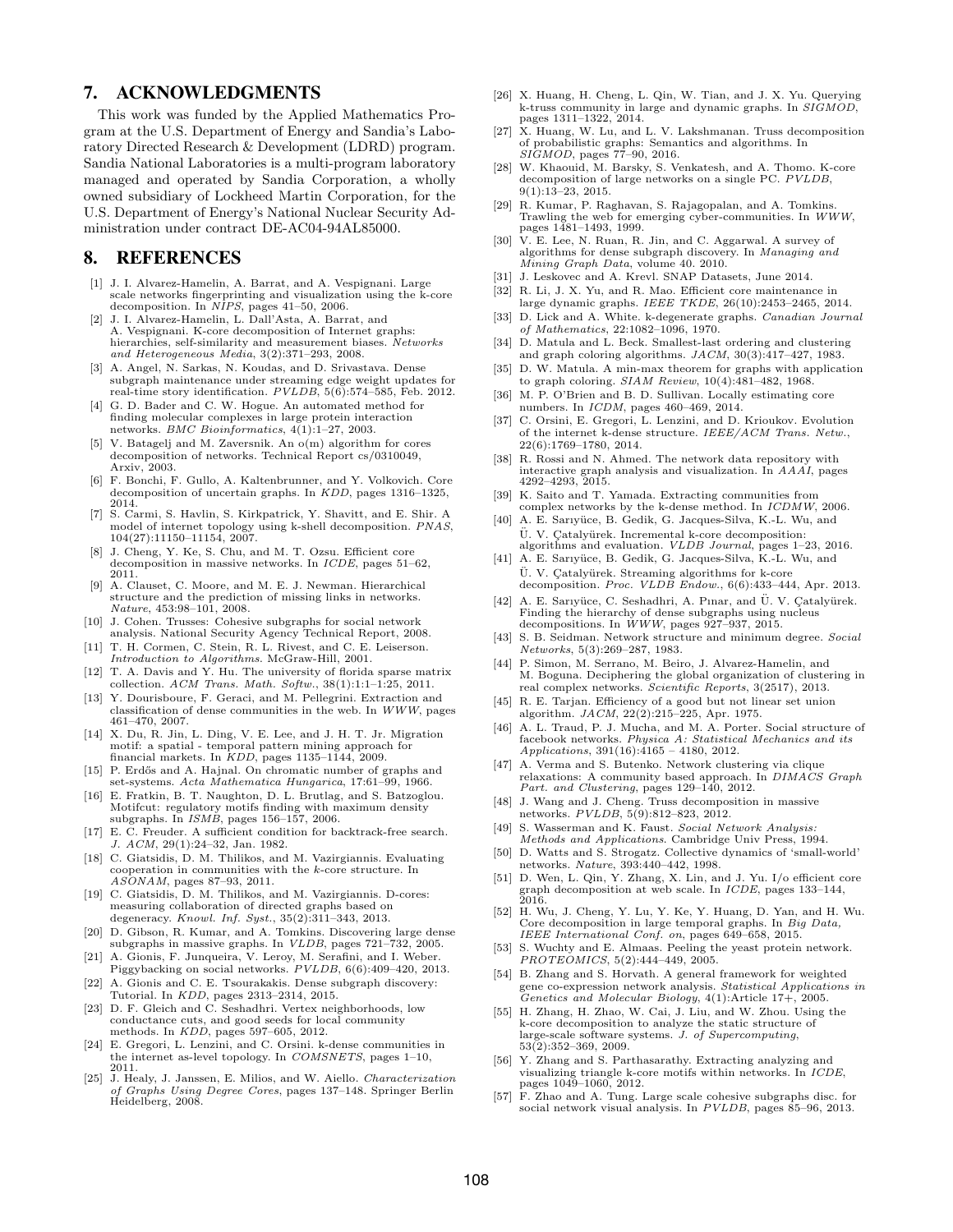## 7. ACKNOWLEDGMENTS

This work was funded by the Applied Mathematics Program at the U.S. Department of Energy and Sandia's Laboratory Directed Research & Development (LDRD) program. Sandia National Laboratories is a multi-program laboratory managed and operated by Sandia Corporation, a wholly owned subsidiary of Lockheed Martin Corporation, for the U.S. Department of Energy's National Nuclear Security Administration under contract DE-AC04-94AL85000.

## 8. REFERENCES

[1] J. I. Alvarez-Hamelin, A. Barrat, and A. Vespignani. Large scale networks fingerprinting and visualization using the k-core decomposition. In *NIPS*, pages 41–50, 2006.

[2] J. I. Alvarez-Hamelin, L. Dall'Asta, A. Barrat, and A. Vespignani. K-core decomposition of Internet graphs: hierarchies, self-similarity and measurement biases. *Networks and Heterogeneous Media*, 3(2):371–293, 2008.

[3] A. Angel, N. Sarkas, N. Koudas, and D. Srivastava. Dense subgraph maintenance under streaming edge weight updates for real-time story identification. *PVLDB*, 5(6):574–585, Feb. 2012.

[4] G. D. Bader and C. W. Hogue. An automated method for finding molecular complexes in large protein interaction networks. *BMC Bioinformatics*, 4(1):1–27, 2003.

[5] V. Batagelj and M. Zaversnik. An o(m) algorithm for cores decomposition of networks. Technical Report cs/0310049, Arxiv, 2003.

[6] F. Bonchi, F. Gullo, A. Kaltenbrunner, and Y. Volkovich. Core decomposition of uncertain graphs. In *KDD*, pages 1316–1325, 2014.

[7] S. Carmi, S. Havlin, S. Kirkpatrick, Y. Shavitt, and E. Shir. A model of internet topology using k-shell decomposition. *PNAS*, 104(27):11150–11154, 2007.

[8] J. Cheng, Y. Ke, S. Chu, and M. T. Ozsu. Efficient core decomposition in massive networks. In *ICDE*, pages 51–62, 2011.

[9] A. Clauset, C. Moore, and M. E. J. Newman. Hierarchical structure and the prediction of missing links in networks. *Nature*, 453:98–101, 2008.

[10] J. Cohen. Trusses: Cohesive subgraphs for social network analysis. National Security Agency Technical Report, 2008.

[11] T. H. Cormen, C. Stein, R. L. Rivest, and C. E. Leiserson. *Introduction to Algorithms*. McGraw-Hill, 2001.

[12] T. A. Davis and Y. Hu. The university of florida sparse matrix collection. *ACM Trans. Math. Softw.*, 38(1):1:1–1:25, 2011.

[13] Y. Dourisboure, F. Geraci, and M. Pellegrini. Extraction and classification of dense communities in the web. In *WWW*, pages 461–470, 2007.

[14] X. Du, R. Jin, L. Ding, V. E. Lee, and J. H. T. Jr. Migration motif: a spatial - temporal pattern mining approach for financial markets. In *KDD*, pages 1135–1144, 2009.

[15] P. Erdős and A. Hajnal. On chromatic number of graphs and set-systems. *Acta Mathematica Hungarica*, 17:61–99, 1966.

[16] E. Fratkin, B. T. Naughton, D. L. Brutlag, and S. Batzoglou. Motifcut: regulatory motifs finding with maximum density subgraphs. In *ISMB*, pages 156–157, 2006.

[17] E. C. Freuder. A sufficient condition for backtrack-free search. *J. ACM*, 29(1):24–32, Jan. 1982.

[18] C. Giatsidis, D. M. Thilikos, and M. Vazirgiannis. Evaluating cooperation in communities with the *k*-core structure. In *ASONAM*, pages 87–93, 2011.

[19] C. Giatsidis, D. M. Thilikos, and M. Vazirgiannis. D-cores: measuring collaboration of directed graphs based on degeneracy. *Knowl. Inf. Syst.*, 35(2):311–343, 2013.

[20] D. Gibson, R. Kumar, and A. Tomkins. Discovering large dense subgraphs in massive graphs. In *VLDB*, pages 721–732, 2005.

[21] A. Gionis, F. Junqueira, V. Leroy, M. Serafini, and I. Weber. Piggybacking on social networks. *PVLDB*, 6(6):409–420, 2013.

[22] A. Gionis and C. E. Tsourakakis. Dense subgraph discovery: Tutorial. In *KDD*, pages 2313–2314, 2015.

[23] D. F. Gleich and C. Seshadhri. Vertex neighborhoods, low conductance cuts, and good seeds for local community methods. In *KDD*, pages 597–605, 2012.

[24] E. Gregori, L. Lenzini, and C. Orsini. k-dense communities in the internet as-level topology. In *COMSNETS*, pages 1–10, 2011.

[25] J. Healy, J. Janssen, E. Milios, and W. Aiello. *Characterization of Graphs Using Degree Cores*, pages 137–148. Springer Berlin Heidelberg, 2008.

[26] X. Huang, H. Cheng, L. Qin, W. Tian, and J. X. Yu. Querying k-truss community in large and dynamic graphs. In *SIGMOD*, pages 1311–1322, 2014.

[27] X. Huang, W. Lu, and L. V. Lakshmanan. Truss decomposition of probabilistic graphs: Semantics and algorithms. In *SIGMOD*, pages 77–90, 2016.

[28] W. Khaouid, M. Barsky, S. Venkatesh, and A. Thomo. K-core decomposition of large networks on a single PC. *PVLDB*, 9(1):13–23, 2015.

[29] R. Kumar, P. Raghavan, S. Rajagopalan, and A. Tomkins. Trawling the web for emerging cyber-communities. In *WWW*, pages 1481–1493, 1999.

[30] V. E. Lee, N. Ruan, R. Jin, and C. Aggarwal. A survey of algorithms for dense subgraph discovery. In *Managing and Mining Graph Data*, volume 40. 2010.

[31] J. Leskovec and A. Krevl. SNAP Datasets, June 2014.

[32] R. Li, J. X. Yu, and R. Mao. Efficient core maintenance in large dynamic graphs. *IEEE TKDE*, 26(10):2453–2465, 2014.

[33] D. Lick and A. White. k-degenerate graphs. *Canadian Journal of Mathematics*, 22:1082–1096, 1970.

[34] D. Matula and L. Beck. Smallest-last ordering and clustering and graph coloring algorithms. *JACM*, 30(3):417–427, 1983.

[35] D. W. Matula. A min-max theorem for graphs with application to graph coloring. *SIAM Review*, 10(4):481–482, 1968.

[36] M. P. O'Brien and B. D. Sullivan. Locally estimating core numbers. In *ICDM*, pages 460–469, 2014.

[37] C. Orsini, E. Gregori, L. Lenzini, and D. Krioukov. Evolution of the internet k-dense structure. *IEEE/ACM Trans. Netw.*, 22(6):1769–1780, 2014.

[38] R. Rossi and N. Ahmed. The network data repository with interactive graph analysis and visualization. In *AAAI*, pages 4292–4293, 2015.

[39] K. Saito and T. Yamada. Extracting communities from complex networks by the k-dense method. In *ICDMW*, 2006.

[40] A. E. Sarıyüce, B. Gedik, G. Jacques-Silva, K.-L. Wu, and Ü. V. Çatalyürek. Incremental k-core decomposition: algorithms and evaluation. *VLDB Journal*, pages 1–23, 2016.

[41] A. E. Sarıyüce, B. Gedik, G. Jacques-Silva, K.-L. Wu, and Ü. V. Çatalyürek. Streaming algorithms for k-core decomposition. *Proc. VLDB Endow.*, 6(6):433–444, Apr. 2013.

[42] A. E. Sarıyüce, C. Seshadhri, A. Pınar, and Ü. V. Çatalyürek. Finding the hierarchy of dense subgraphs using nucleus decompositions. In *WWW*, pages 927–937, 2015.

[43] S. B. Seidman. Network structure and minimum degree. *Social Networks*, 5(3):269–287, 1983.

[44] P. Simon, M. Serrano, M. Beiro, J. Alvarez-Hamelin, and M. Boguna. Deciphering the global organization of clustering in real complex networks. *Scientific Reports*, 3(2517), 2013.

[45] R. E. Tarjan. Efficiency of a good but not linear set union algorithm. *JACM*, 22(2):215–225, Apr. 1975.

[46] A. L. Traud, P. J. Mucha, and M. A. Porter. Social structure of facebook networks. *Physica A: Statistical Mechanics and its Applications*, 391(16):4165 – 4180, 2012.

[47] A. Verma and S. Butenko. Network clustering via clique relaxations: A community based approach. In *DIMACS Graph Part. and Clustering*, pages 129–140, 2012.

[48] J. Wang and J. Cheng. Truss decomposition in massive networks. *PVLDB*, 5(9):812–823, 2012.

[49] S. Wasserman and K. Faust. *Social Network Analysis: Methods and Applications*. Cambridge Univ Press, 1994.

[50] D. Watts and S. Strogatz. Collective dynamics of 'small-world' networks. *Nature*, 393:440–442, 1998.

[51] D. Wen, L. Qin, Y. Zhang, X. Lin, and J. Yu. I/o efficient core graph decomposition at web scale. In *ICDE*, pages 133–144, 2016.

[52] H. Wu, J. Cheng, Y. Lu, Y. Ke, Y. Huang, D. Yan, and H. Wu. Core decomposition in large temporal graphs. In *Big Data, IEEE International Conf. on*, pages 649–658, 2015.

[53] S. Wuchty and E. Almaas. Peeling the yeast protein network. *PROTEOMICS*, 5(2):444–449, 2005.

[54] B. Zhang and S. Horvath. A general framework for weighted gene co-expression network analysis. *Statistical Applications in Genetics and Molecular Biology*, 4(1):Article 17+, 2005.

[55] H. Zhang, H. Zhao, W. Cai, J. Liu, and W. Zhou. Using the k-core decomposition to analyze the static structure of large-scale software systems. *J. of Supercomputing*, 53(2):352–369, 2009.

[56] Y. Zhang and S. Parthasarathy. Extracting analyzing and visualizing triangle k-core motifs within networks. In *ICDE*, pages 1049–1060, 2012.

[57] F. Zhao and A. Tung. Large scale cohesive subgraphs disc. for social network visual analysis. In *PVLDB*, pages 85–96, 2013.